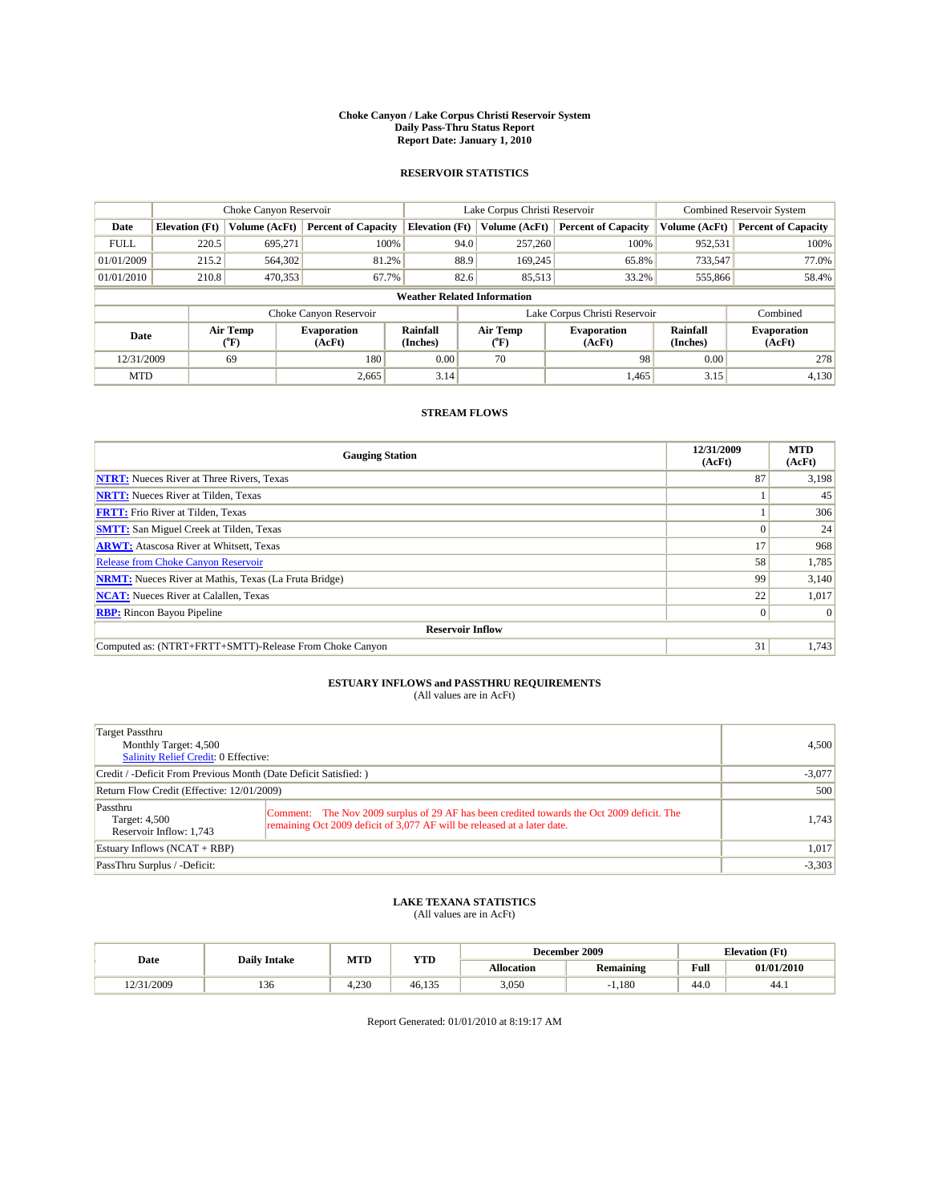# Choke Canyon / Lake Corpus Christi Reservoir System
## Daily Pass-Thru Status Report
## Report Date: January 1, 2010

### RESERVOIR STATISTICS

| | Choke Canyon Reservoir | | | Lake Corpus Christi Reservoir | | | Combined Reservoir System | |
|---|---|---|---|---|---|---|---|---|
| Date | Elevation (Ft) | Volume (AcFt) | Percent of Capacity | Elevation (Ft) | Volume (AcFt) | Percent of Capacity | Volume (AcFt) | Percent of Capacity |
| FULL | 220.5 | 695,271 | 100% | 94.0 | 257,260 | 100% | 952,531 | 100% |
| 01/01/2009 | 215.2 | 564,302 | 81.2% | 88.9 | 169,245 | 65.8% | 733,547 | 77.0% |
| 01/01/2010 | 210.8 | 470,353 | 67.7% | 82.6 | 85,513 | 33.2% | 555,866 | 58.4% |

**Weather Related Information**

| | Choke Canyon Reservoir | | | Lake Corpus Christi Reservoir | | | Combined |
|---|---|---|---|---|---|---|---|
| Date | Air Temp (°F) | Evaporation (AcFt) | Rainfall (Inches) | Air Temp (°F) | Evaporation (AcFt) | Rainfall (Inches) | Evaporation (AcFt) |
| 12/31/2009 | 69 | 180 | 0.00 | 70 | 98 | 0.00 | 278 |
| MTD | | 2,665 | 3.14 | | 1,465 | 3.15 | 4,130 |

### STREAM FLOWS

| Gauging Station | 12/31/2009 (AcFt) | MTD (AcFt) |
|---|---|---|
| NTRT: Nueces River at Three Rivers, Texas | 87 | 3,198 |
| NRTT: Nueces River at Tilden, Texas | 1 | 45 |
| FRTT: Frio River at Tilden, Texas | 1 | 306 |
| SMTT: San Miguel Creek at Tilden, Texas | 0 | 24 |
| ARWT: Atascosa River at Whitsett, Texas | 17 | 968 |
| Release from Choke Canyon Reservoir | 58 | 1,785 |
| NRMT: Nueces River at Mathis, Texas (La Fruta Bridge) | 99 | 3,140 |
| NCAT: Nueces River at Calallen, Texas | 22 | 1,017 |
| RBP: Rincon Bayou Pipeline | 0 | 0 |
| **Reservoir Inflow** | | |
| Computed as: (NTRT+FRTT+SMTT)-Release From Choke Canyon | 31 | 1,743 |

### ESTUARY INFLOWS and PASSTHRU REQUIREMENTS
(All values are in AcFt)

| | |
|---|---|
| Target Passthru<br>Monthly Target: 4,500<br>Salinity Relief Credit: 0 Effective: | 4,500 |
| Credit / -Deficit From Previous Month (Date Deficit Satisfied: ) | -3,077 |
| Return Flow Credit (Effective: 12/01/2009) | 500 |
| Passthru<br>Target: 4,500<br>Reservoir Inflow: 1,743<br>Comment: The Nov 2009 surplus of 29 AF has been credited towards the Oct 2009 deficit. The remaining Oct 2009 deficit of 3,077 AF will be released at a later date. | 1,743 |
| Estuary Inflows (NCAT + RBP) | 1,017 |
| PassThru Surplus / -Deficit: | -3,303 |

### LAKE TEXANA STATISTICS
(All values are in AcFt)

| Date | Daily Intake | MTD | YTD | December 2009 | | Elevation (Ft) | |
|---|---|---|---|---|---|---|---|
| | | | | Allocation | Remaining | Full | 01/01/2010 |
| 12/31/2009 | 136 | 4,230 | 46,135 | 3,050 | -1,180 | 44.0 | 44.1 |

Report Generated: 01/01/2010 at 8:19:17 AM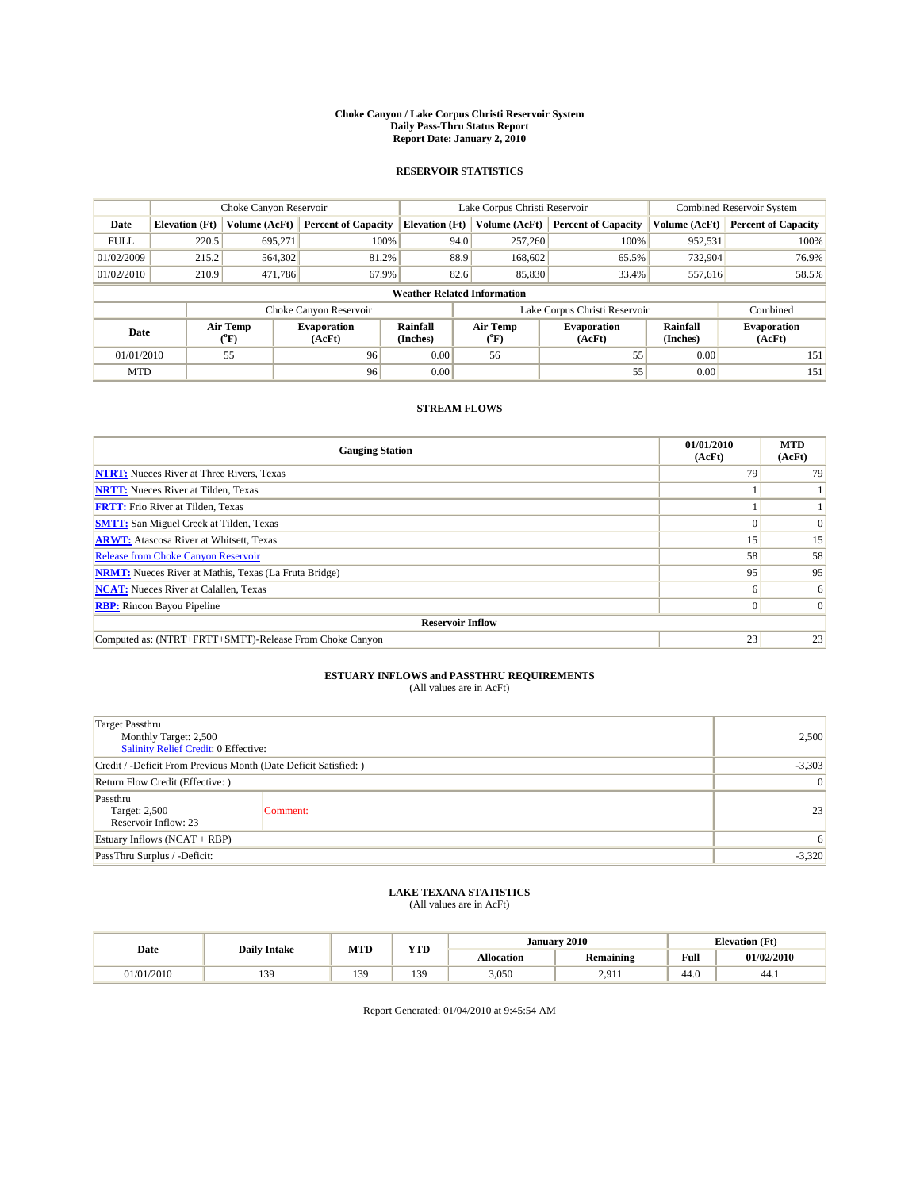# Choke Canyon / Lake Corpus Christi Reservoir System
## Daily Pass-Thru Status Report
## Report Date: January 2, 2010

### RESERVOIR STATISTICS

| | Choke Canyon Reservoir | | | Lake Corpus Christi Reservoir | | | Combined Reservoir System | |
|---|---|---|---|---|---|---|---|---|
| Date | Elevation (Ft) | Volume (AcFt) | Percent of Capacity | Elevation (Ft) | Volume (AcFt) | Percent of Capacity | Volume (AcFt) | Percent of Capacity |
| FULL | 220.5 | 695,271 | 100% | 94.0 | 257,260 | 100% | 952,531 | 100% |
| 01/02/2009 | 215.2 | 564,302 | 81.2% | 88.9 | 168,602 | 65.5% | 732,904 | 76.9% |
| 01/02/2010 | 210.9 | 471,786 | 67.9% | 82.6 | 85,830 | 33.4% | 557,616 | 58.5% |

**Weather Related Information**

| | Choke Canyon Reservoir | | | Lake Corpus Christi Reservoir | | | Combined |
|---|---|---|---|---|---|---|---|
| Date | Air Temp (°F) | Evaporation (AcFt) | Rainfall (Inches) | Air Temp (°F) | Evaporation (AcFt) | Rainfall (Inches) | Evaporation (AcFt) |
| 01/01/2010 | 55 | 96 | 0.00 | 56 | 55 | 0.00 | 151 |
| MTD | | 96 | 0.00 | | 55 | 0.00 | 151 |

### STREAM FLOWS

| Gauging Station | 01/01/2010 (AcFt) | MTD (AcFt) |
|---|---|---|
| NTRT: Nueces River at Three Rivers, Texas | 79 | 79 |
| NRTT: Nueces River at Tilden, Texas | 1 | 1 |
| FRTT: Frio River at Tilden, Texas | 1 | 1 |
| SMTT: San Miguel Creek at Tilden, Texas | 0 | 0 |
| ARWT: Atascosa River at Whitsett, Texas | 15 | 15 |
| Release from Choke Canyon Reservoir | 58 | 58 |
| NRMT: Nueces River at Mathis, Texas (La Fruta Bridge) | 95 | 95 |
| NCAT: Nueces River at Calallen, Texas | 6 | 6 |
| RBP: Rincon Bayou Pipeline | 0 | 0 |
| **Reservoir Inflow** | | |
| Computed as: (NTRT+FRTT+SMTT)-Release From Choke Canyon | 23 | 23 |

### ESTUARY INFLOWS and PASSTHRU REQUIREMENTS
(All values are in AcFt)

| | | |
|---|---|---|
| Target Passthru<br>Monthly Target: 2,500<br>Salinity Relief Credit: 0 Effective: | | 2,500 |
| Credit / -Deficit From Previous Month (Date Deficit Satisfied: ) | | -3,303 |
| Return Flow Credit (Effective: ) | | 0 |
| Passthru<br>Target: 2,500<br>Reservoir Inflow: 23 | Comment: | 23 |
| Estuary Inflows (NCAT + RBP) | | 6 |
| PassThru Surplus / -Deficit: | | -3,320 |

### LAKE TEXANA STATISTICS
(All values are in AcFt)

| Date | Daily Intake | MTD | YTD | January 2010 | | Elevation (Ft) | |
|---|---|---|---|---|---|---|---|
| | | | | Allocation | Remaining | Full | 01/02/2010 |
| 01/01/2010 | 139 | 139 | 139 | 3,050 | 2,911 | 44.0 | 44.1 |

Report Generated: 01/04/2010 at 9:45:54 AM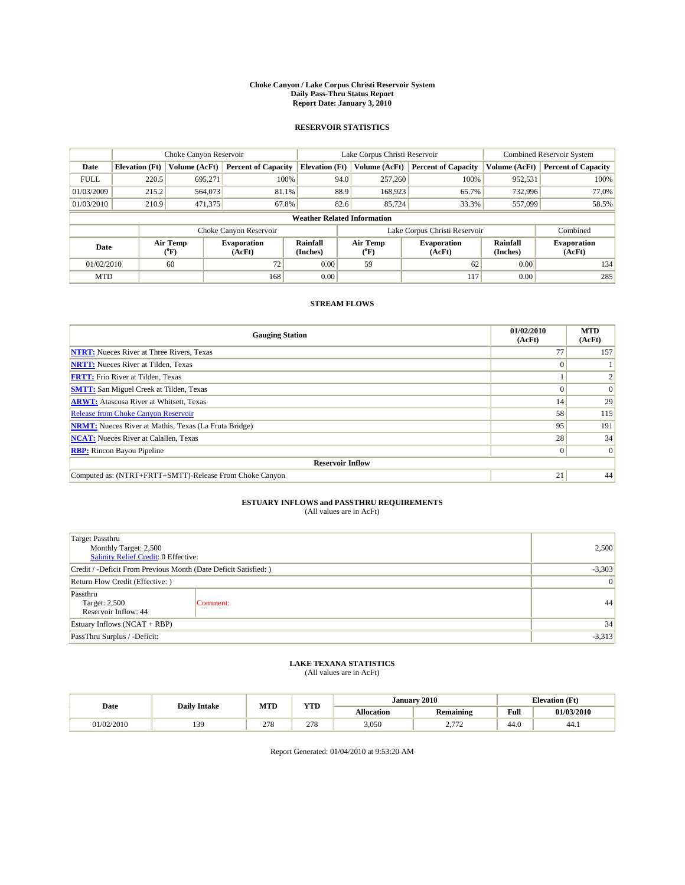# Choke Canyon / Lake Corpus Christi Reservoir System
## Daily Pass-Thru Status Report
## Report Date: January 3, 2010

### RESERVOIR STATISTICS

| | Choke Canyon Reservoir | | | Lake Corpus Christi Reservoir | | | Combined Reservoir System | |
|---|---|---|---|---|---|---|---|---|
| Date | Elevation (Ft) | Volume (AcFt) | Percent of Capacity | Elevation (Ft) | Volume (AcFt) | Percent of Capacity | Volume (AcFt) | Percent of Capacity |
| FULL | 220.5 | 695,271 | 100% | 94.0 | 257,260 | 100% | 952,531 | 100% |
| 01/03/2009 | 215.2 | 564,073 | 81.1% | 88.9 | 168,923 | 65.7% | 732,996 | 77.0% |
| 01/03/2010 | 210.9 | 471,375 | 67.8% | 82.6 | 85,724 | 33.3% | 557,099 | 58.5% |

**Weather Related Information**

| | Choke Canyon Reservoir | | | Lake Corpus Christi Reservoir | | | Combined |
|---|---|---|---|---|---|---|---|
| Date | Air Temp (°F) | Evaporation (AcFt) | Rainfall (Inches) | Air Temp (°F) | Evaporation (AcFt) | Rainfall (Inches) | Evaporation (AcFt) |
| 01/02/2010 | 60 | 72 | 0.00 | 59 | 62 | 0.00 | 134 |
| MTD | | 168 | 0.00 | | 117 | 0.00 | 285 |

### STREAM FLOWS

| Gauging Station | 01/02/2010 (AcFt) | MTD (AcFt) |
|---|---|---|
| NTRT: Nueces River at Three Rivers, Texas | 77 | 157 |
| NRTT: Nueces River at Tilden, Texas | 0 | 1 |
| FRTT: Frio River at Tilden, Texas | 1 | 2 |
| SMTT: San Miguel Creek at Tilden, Texas | 0 | 0 |
| ARWT: Atascosa River at Whitsett, Texas | 14 | 29 |
| Release from Choke Canyon Reservoir | 58 | 115 |
| NRMT: Nueces River at Mathis, Texas (La Fruta Bridge) | 95 | 191 |
| NCAT: Nueces River at Calallen, Texas | 28 | 34 |
| RBP: Rincon Bayou Pipeline | 0 | 0 |
| **Reservoir Inflow** | | |
| Computed as: (NTRT+FRTT+SMTT)-Release From Choke Canyon | 21 | 44 |

### ESTUARY INFLOWS and PASSTHRU REQUIREMENTS
(All values are in AcFt)

| | | |
|---|---|---|
| Target Passthru<br>Monthly Target: 2,500<br>Salinity Relief Credit: 0 Effective: | | 2,500 |
| Credit / -Deficit From Previous Month (Date Deficit Satisfied: ) | | -3,303 |
| Return Flow Credit (Effective: ) | | 0 |
| Passthru<br>Target: 2,500<br>Reservoir Inflow: 44 | Comment: | 44 |
| Estuary Inflows (NCAT + RBP) | | 34 |
| PassThru Surplus / -Deficit: | | -3,313 |

### LAKE TEXANA STATISTICS
(All values are in AcFt)

| Date | Daily Intake | MTD | YTD | January 2010 | | Elevation (Ft) | |
|---|---|---|---|---|---|---|---|
| | | | | Allocation | Remaining | Full | 01/03/2010 |
| 01/02/2010 | 139 | 278 | 278 | 3,050 | 2,772 | 44.0 | 44.1 |

Report Generated: 01/04/2010 at 9:53:20 AM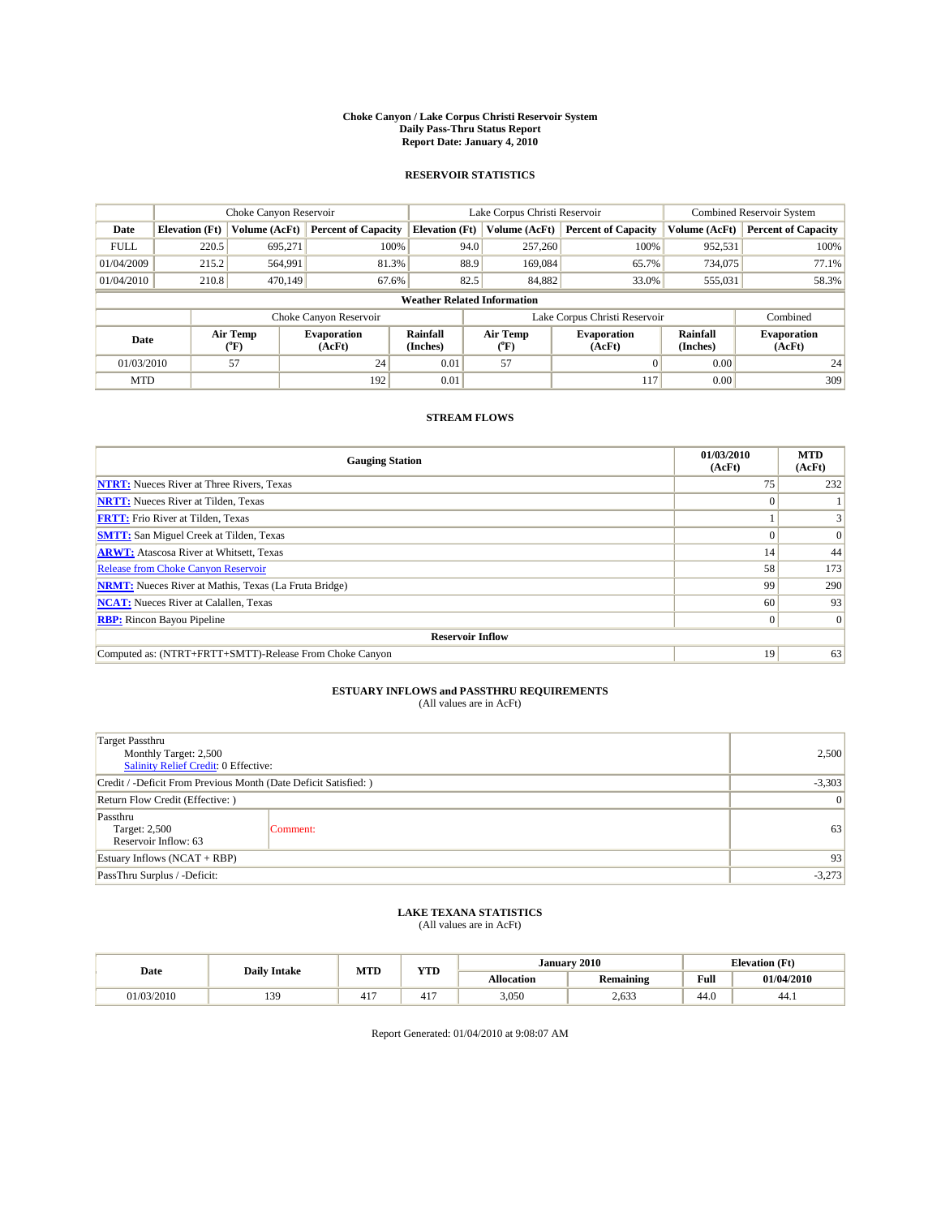# Choke Canyon / Lake Corpus Christi Reservoir System
## Daily Pass-Thru Status Report
### Report Date: January 4, 2010

## RESERVOIR STATISTICS

| | Choke Canyon Reservoir | | | Lake Corpus Christi Reservoir | | | Combined Reservoir System | |
|---|---|---|---|---|---|---|---|---|
| Date | Elevation (Ft) | Volume (AcFt) | Percent of Capacity | Elevation (Ft) | Volume (AcFt) | Percent of Capacity | Volume (AcFt) | Percent of Capacity |
| FULL | 220.5 | 695,271 | 100% | 94.0 | 257,260 | 100% | 952,531 | 100% |
| 01/04/2009 | 215.2 | 564,991 | 81.3% | 88.9 | 169,084 | 65.7% | 734,075 | 77.1% |
| 01/04/2010 | 210.8 | 470,149 | 67.6% | 82.5 | 84,882 | 33.0% | 555,031 | 58.3% |

**Weather Related Information**

| | Choke Canyon Reservoir | | | Lake Corpus Christi Reservoir | | | Combined |
|---|---|---|---|---|---|---|---|
| Date | Air Temp (°F) | Evaporation (AcFt) | Rainfall (Inches) | Air Temp (°F) | Evaporation (AcFt) | Rainfall (Inches) | Evaporation (AcFt) |
| 01/03/2010 | 57 | 24 | 0.01 | 57 | 0 | 0.00 | 24 |
| MTD | | 192 | 0.01 | | 117 | 0.00 | 309 |

## STREAM FLOWS

| Gauging Station | 01/03/2010 (AcFt) | MTD (AcFt) |
|---|---|---|
| NTRT: Nueces River at Three Rivers, Texas | 75 | 232 |
| NRTT: Nueces River at Tilden, Texas | 0 | 1 |
| FRTT: Frio River at Tilden, Texas | 1 | 3 |
| SMTT: San Miguel Creek at Tilden, Texas | 0 | 0 |
| ARWT: Atascosa River at Whitsett, Texas | 14 | 44 |
| Release from Choke Canyon Reservoir | 58 | 173 |
| NRMT: Nueces River at Mathis, Texas (La Fruta Bridge) | 99 | 290 |
| NCAT: Nueces River at Calallen, Texas | 60 | 93 |
| RBP: Rincon Bayou Pipeline | 0 | 0 |
| **Reservoir Inflow** | | |
| Computed as: (NTRT+FRTT+SMTT)-Release From Choke Canyon | 19 | 63 |

## ESTUARY INFLOWS and PASSTHRU REQUIREMENTS
(All values are in AcFt)

| | | |
|---|---|---|
| Target Passthru<br>Monthly Target: 2,500<br>Salinity Relief Credit: 0 Effective: | | 2,500 |
| Credit / -Deficit From Previous Month (Date Deficit Satisfied: ) | | -3,303 |
| Return Flow Credit (Effective: ) | | 0 |
| Passthru<br>Target: 2,500<br>Reservoir Inflow: 63 | Comment: | 63 |
| Estuary Inflows (NCAT + RBP) | | 93 |
| PassThru Surplus / -Deficit: | | -3,273 |

## LAKE TEXANA STATISTICS
(All values are in AcFt)

| Date | Daily Intake | MTD | YTD | January 2010 | | Elevation (Ft) | |
|---|---|---|---|---|---|---|---|
| | | | | Allocation | Remaining | Full | 01/04/2010 |
| 01/03/2010 | 139 | 417 | 417 | 3,050 | 2,633 | 44.0 | 44.1 |

Report Generated: 01/04/2010 at 9:08:07 AM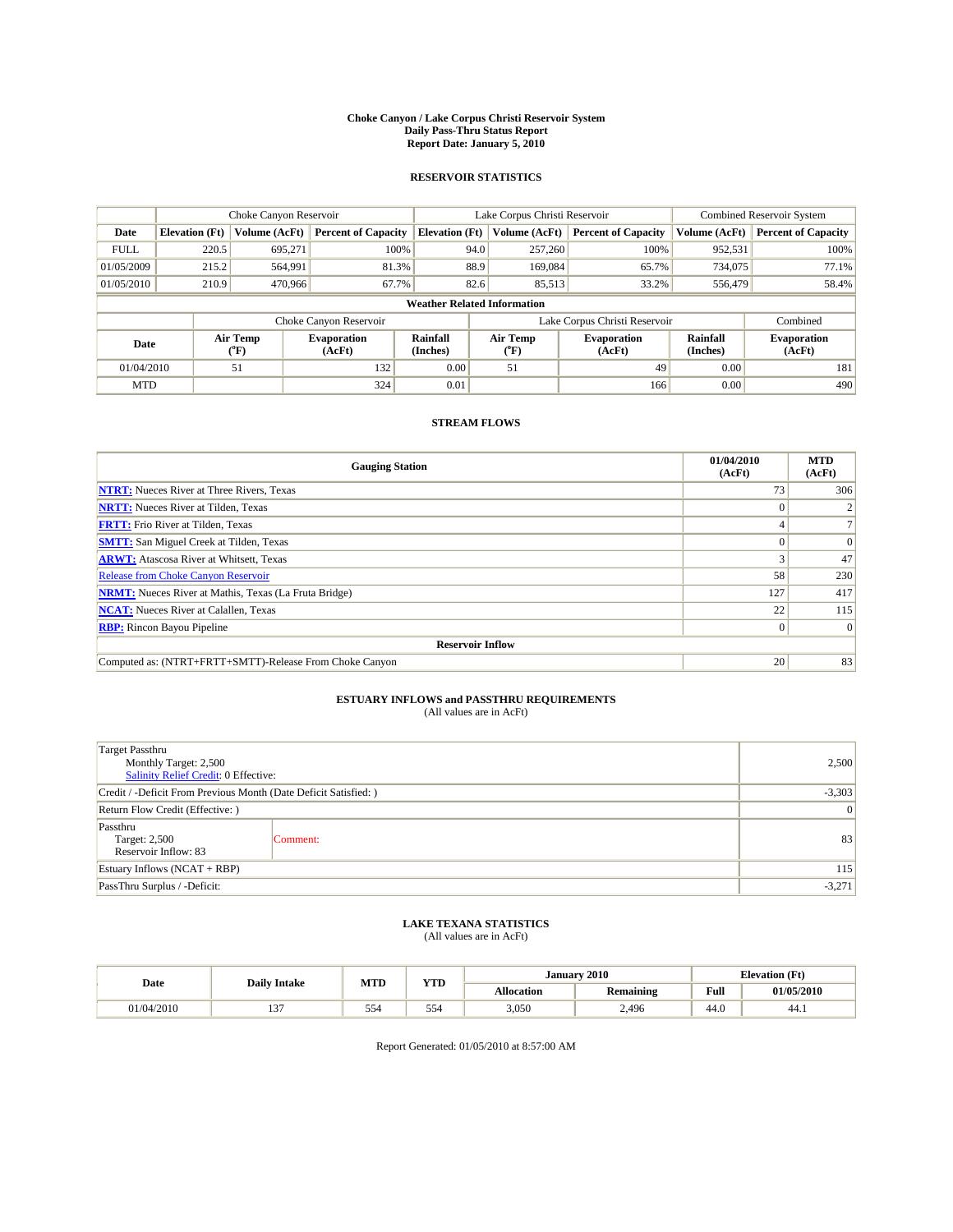# Choke Canyon / Lake Corpus Christi Reservoir System
## Daily Pass-Thru Status Report
### Report Date: January 5, 2010

## RESERVOIR STATISTICS

| | Choke Canyon Reservoir | | | Lake Corpus Christi Reservoir | | | Combined Reservoir System | |
|---|---|---|---|---|---|---|---|---|
| Date | Elevation (Ft) | Volume (AcFt) | Percent of Capacity | Elevation (Ft) | Volume (AcFt) | Percent of Capacity | Volume (AcFt) | Percent of Capacity |
| FULL | 220.5 | 695,271 | 100% | 94.0 | 257,260 | 100% | 952,531 | 100% |
| 01/05/2009 | 215.2 | 564,991 | 81.3% | 88.9 | 169,084 | 65.7% | 734,075 | 77.1% |
| 01/05/2010 | 210.9 | 470,966 | 67.7% | 82.6 | 85,513 | 33.2% | 556,479 | 58.4% |

**Weather Related Information**

| | Choke Canyon Reservoir | | | Lake Corpus Christi Reservoir | | | Combined |
|---|---|---|---|---|---|---|---|
| Date | Air Temp (°F) | Evaporation (AcFt) | Rainfall (Inches) | Air Temp (°F) | Evaporation (AcFt) | Rainfall (Inches) | Evaporation (AcFt) |
| 01/04/2010 | 51 | 132 | 0.00 | 51 | 49 | 0.00 | 181 |
| MTD | | 324 | 0.01 | | 166 | 0.00 | 490 |

## STREAM FLOWS

| Gauging Station | 01/04/2010 (AcFt) | MTD (AcFt) |
|---|---|---|
| NTRT: Nueces River at Three Rivers, Texas | 73 | 306 |
| NRTT: Nueces River at Tilden, Texas | 0 | 2 |
| FRTT: Frio River at Tilden, Texas | 4 | 7 |
| SMTT: San Miguel Creek at Tilden, Texas | 0 | 0 |
| ARWT: Atascosa River at Whitsett, Texas | 3 | 47 |
| Release from Choke Canyon Reservoir | 58 | 230 |
| NRMT: Nueces River at Mathis, Texas (La Fruta Bridge) | 127 | 417 |
| NCAT: Nueces River at Calallen, Texas | 22 | 115 |
| RBP: Rincon Bayou Pipeline | 0 | 0 |
| **Reservoir Inflow** | | |
| Computed as: (NTRT+FRTT+SMTT)-Release From Choke Canyon | 20 | 83 |

## ESTUARY INFLOWS and PASSTHRU REQUIREMENTS
(All values are in AcFt)

| | | |
|---|---|---|
| Target Passthru<br>Monthly Target: 2,500<br>Salinity Relief Credit: 0 Effective: | | 2,500 |
| Credit / -Deficit From Previous Month (Date Deficit Satisfied: ) | | -3,303 |
| Return Flow Credit (Effective: ) | | 0 |
| Passthru<br>Target: 2,500<br>Reservoir Inflow: 83 | Comment: | 83 |
| Estuary Inflows (NCAT + RBP) | | 115 |
| PassThru Surplus / -Deficit: | | -3,271 |

## LAKE TEXANA STATISTICS
(All values are in AcFt)

| Date | Daily Intake | MTD | YTD | January 2010 | | Elevation (Ft) | |
|---|---|---|---|---|---|---|---|
| | | | | Allocation | Remaining | Full | 01/05/2010 |
| 01/04/2010 | 137 | 554 | 554 | 3,050 | 2,496 | 44.0 | 44.1 |

Report Generated: 01/05/2010 at 8:57:00 AM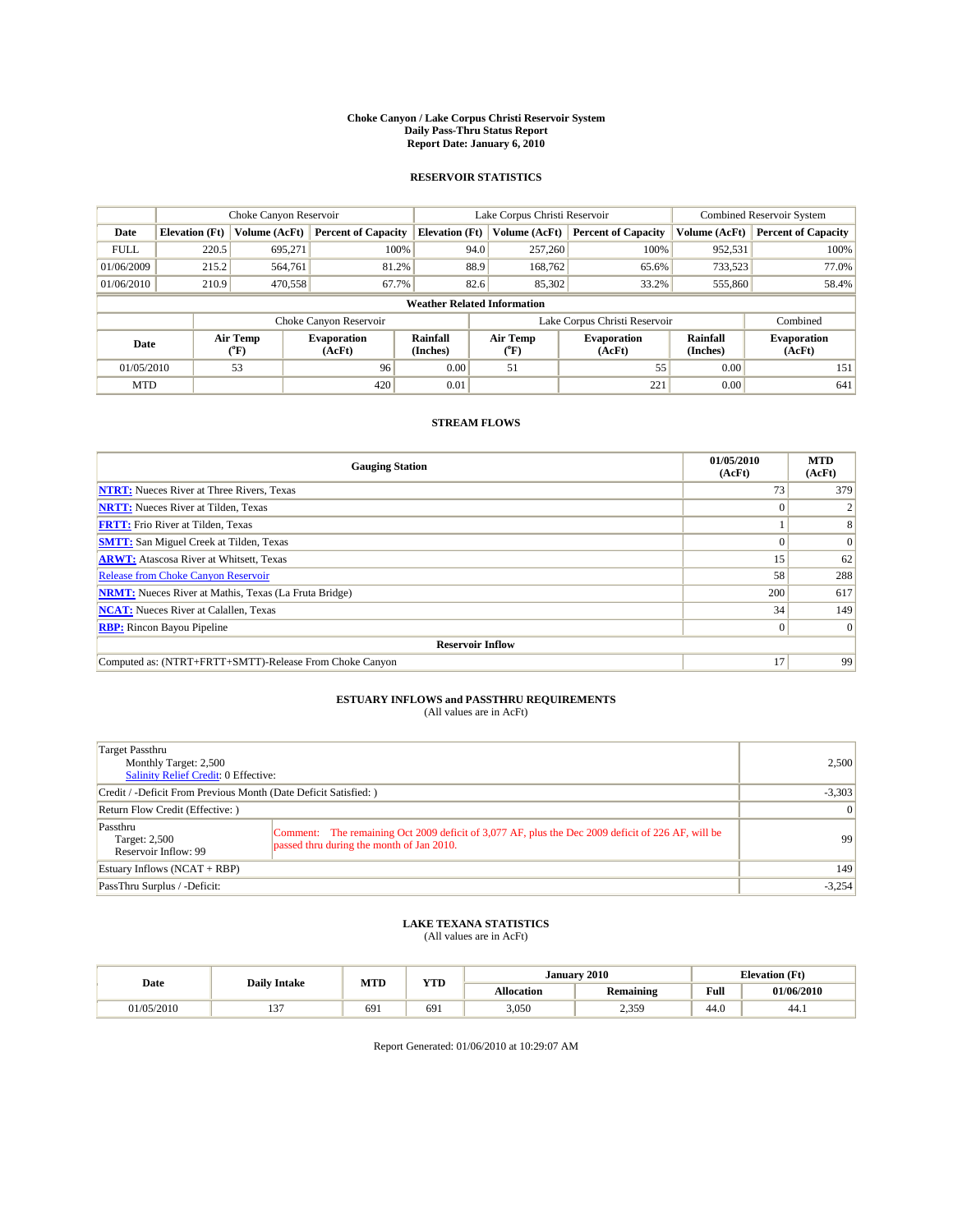# Choke Canyon / Lake Corpus Christi Reservoir System
## Daily Pass-Thru Status Report
## Report Date: January 6, 2010

### RESERVOIR STATISTICS

| | Choke Canyon Reservoir | | | Lake Corpus Christi Reservoir | | | Combined Reservoir System | |
|---|---|---|---|---|---|---|---|---|
| Date | Elevation (Ft) | Volume (AcFt) | Percent of Capacity | Elevation (Ft) | Volume (AcFt) | Percent of Capacity | Volume (AcFt) | Percent of Capacity |
| FULL | 220.5 | 695,271 | 100% | 94.0 | 257,260 | 100% | 952,531 | 100% |
| 01/06/2009 | 215.2 | 564,761 | 81.2% | 88.9 | 168,762 | 65.6% | 733,523 | 77.0% |
| 01/06/2010 | 210.9 | 470,558 | 67.7% | 82.6 | 85,302 | 33.2% | 555,860 | 58.4% |

**Weather Related Information**

| | Choke Canyon Reservoir | | | Lake Corpus Christi Reservoir | | | Combined |
|---|---|---|---|---|---|---|---|
| Date | Air Temp (°F) | Evaporation (AcFt) | Rainfall (Inches) | Air Temp (°F) | Evaporation (AcFt) | Rainfall (Inches) | Evaporation (AcFt) |
| 01/05/2010 | 53 | 96 | 0.00 | 51 | 55 | 0.00 | 151 |
| MTD | | 420 | 0.01 | | 221 | 0.00 | 641 |

### STREAM FLOWS

| Gauging Station | 01/05/2010 (AcFt) | MTD (AcFt) |
|---|---|---|
| NTRT: Nueces River at Three Rivers, Texas | 73 | 379 |
| NRTT: Nueces River at Tilden, Texas | 0 | 2 |
| FRTT: Frio River at Tilden, Texas | 1 | 8 |
| SMTT: San Miguel Creek at Tilden, Texas | 0 | 0 |
| ARWT: Atascosa River at Whitsett, Texas | 15 | 62 |
| Release from Choke Canyon Reservoir | 58 | 288 |
| NRMT: Nueces River at Mathis, Texas (La Fruta Bridge) | 200 | 617 |
| NCAT: Nueces River at Calallen, Texas | 34 | 149 |
| RBP: Rincon Bayou Pipeline | 0 | 0 |
| **Reservoir Inflow** | | |
| Computed as: (NTRT+FRTT+SMTT)-Release From Choke Canyon | 17 | 99 |

### ESTUARY INFLOWS and PASSTHRU REQUIREMENTS
(All values are in AcFt)

| | | |
|---|---|---|
| Target Passthru<br>Monthly Target: 2,500<br>Salinity Relief Credit: 0 Effective: | | 2,500 |
| Credit / -Deficit From Previous Month (Date Deficit Satisfied: ) | | -3,303 |
| Return Flow Credit (Effective: ) | | 0 |
| Passthru<br>Target: 2,500<br>Reservoir Inflow: 99 | Comment: The remaining Oct 2009 deficit of 3,077 AF, plus the Dec 2009 deficit of 226 AF, will be passed thru during the month of Jan 2010. | 99 |
| Estuary Inflows (NCAT + RBP) | | 149 |
| PassThru Surplus / -Deficit: | | -3,254 |

### LAKE TEXANA STATISTICS
(All values are in AcFt)

| Date | Daily Intake | MTD | YTD | January 2010 | | Elevation (Ft) | |
|---|---|---|---|---|---|---|---|
| | | | | Allocation | Remaining | Full | 01/06/2010 |
| 01/05/2010 | 137 | 691 | 691 | 3,050 | 2,359 | 44.0 | 44.1 |

Report Generated: 01/06/2010 at 10:29:07 AM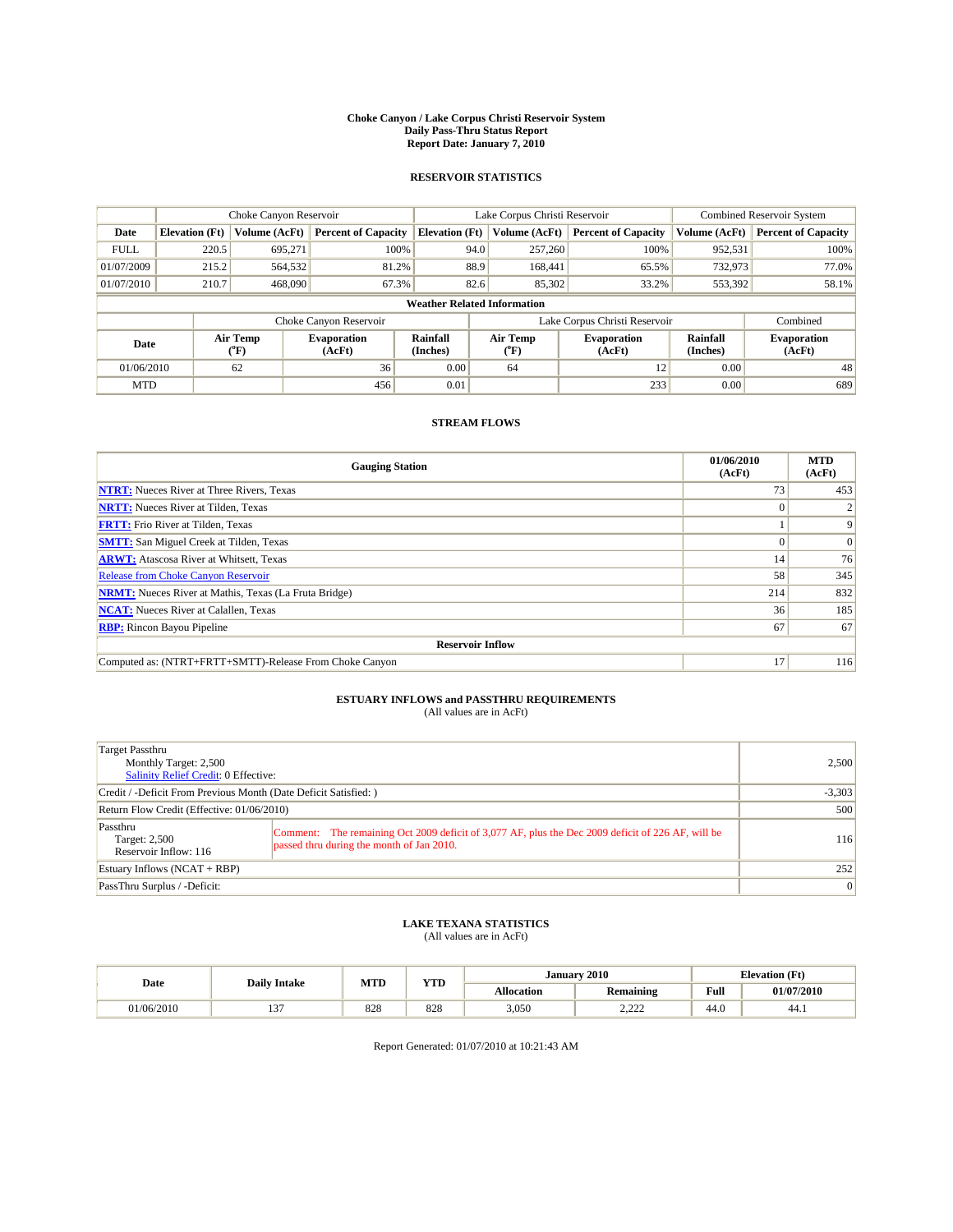# Choke Canyon / Lake Corpus Christi Reservoir System
## Daily Pass-Thru Status Report
## Report Date: January 7, 2010

### RESERVOIR STATISTICS

| | Choke Canyon Reservoir | | | Lake Corpus Christi Reservoir | | | Combined Reservoir System | |
|---|---|---|---|---|---|---|---|---|
| Date | Elevation (Ft) | Volume (AcFt) | Percent of Capacity | Elevation (Ft) | Volume (AcFt) | Percent of Capacity | Volume (AcFt) | Percent of Capacity |
| FULL | 220.5 | 695,271 | 100% | 94.0 | 257,260 | 100% | 952,531 | 100% |
| 01/07/2009 | 215.2 | 564,532 | 81.2% | 88.9 | 168,441 | 65.5% | 732,973 | 77.0% |
| 01/07/2010 | 210.7 | 468,090 | 67.3% | 82.6 | 85,302 | 33.2% | 553,392 | 58.1% |

**Weather Related Information**

| | Choke Canyon Reservoir | | | Lake Corpus Christi Reservoir | | | Combined |
|---|---|---|---|---|---|---|---|
| Date | Air Temp (°F) | Evaporation (AcFt) | Rainfall (Inches) | Air Temp (°F) | Evaporation (AcFt) | Rainfall (Inches) | Evaporation (AcFt) |
| 01/06/2010 | 62 | 36 | 0.00 | 64 | 12 | 0.00 | 48 |
| MTD | | 456 | 0.01 | | 233 | 0.00 | 689 |

### STREAM FLOWS

| Gauging Station | 01/06/2010 (AcFt) | MTD (AcFt) |
|---|---|---|
| NTRT: Nueces River at Three Rivers, Texas | 73 | 453 |
| NRTT: Nueces River at Tilden, Texas | 0 | 2 |
| FRTT: Frio River at Tilden, Texas | 1 | 9 |
| SMTT: San Miguel Creek at Tilden, Texas | 0 | 0 |
| ARWT: Atascosa River at Whitsett, Texas | 14 | 76 |
| Release from Choke Canyon Reservoir | 58 | 345 |
| NRMT: Nueces River at Mathis, Texas (La Fruta Bridge) | 214 | 832 |
| NCAT: Nueces River at Calallen, Texas | 36 | 185 |
| RBP: Rincon Bayou Pipeline | 67 | 67 |
| **Reservoir Inflow** | | |
| Computed as: (NTRT+FRTT+SMTT)-Release From Choke Canyon | 17 | 116 |

### ESTUARY INFLOWS and PASSTHRU REQUIREMENTS
(All values are in AcFt)

| | | |
|---|---|---|
| Target Passthru<br>Monthly Target: 2,500<br>Salinity Relief Credit: 0 Effective: | | 2,500 |
| Credit / -Deficit From Previous Month (Date Deficit Satisfied: ) | | -3,303 |
| Return Flow Credit (Effective: 01/06/2010) | | 500 |
| Passthru<br>Target: 2,500<br>Reservoir Inflow: 116 | Comment: The remaining Oct 2009 deficit of 3,077 AF, plus the Dec 2009 deficit of 226 AF, will be passed thru during the month of Jan 2010. | 116 |
| Estuary Inflows (NCAT + RBP) | | 252 |
| PassThru Surplus / -Deficit: | | 0 |

### LAKE TEXANA STATISTICS
(All values are in AcFt)

| Date | Daily Intake | MTD | YTD | January 2010 | | Elevation (Ft) | |
|---|---|---|---|---|---|---|---|
| | | | | Allocation | Remaining | Full | 01/07/2010 |
| 01/06/2010 | 137 | 828 | 828 | 3,050 | 2,222 | 44.0 | 44.1 |

Report Generated: 01/07/2010 at 10:21:43 AM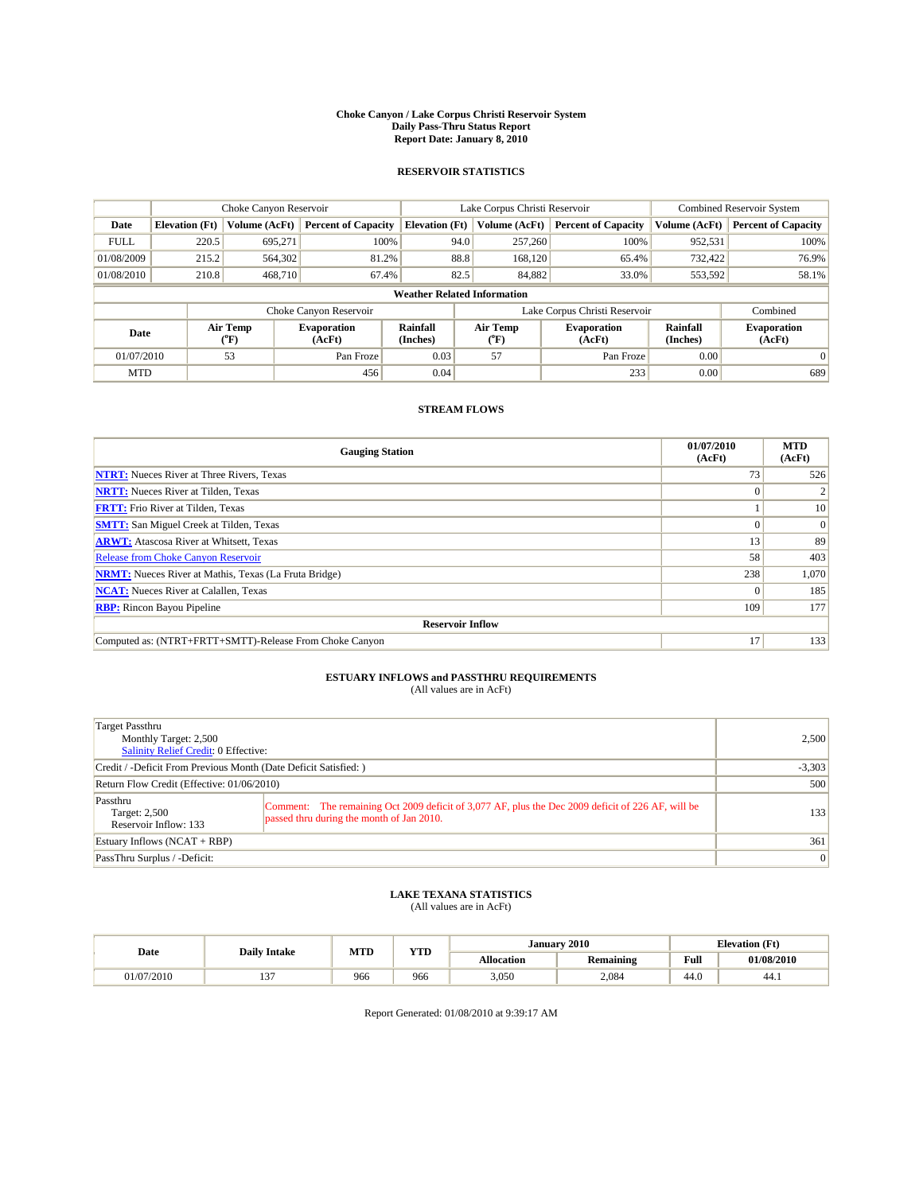# Choke Canyon / Lake Corpus Christi Reservoir System
## Daily Pass-Thru Status Report
## Report Date: January 8, 2010

### RESERVOIR STATISTICS

| | Choke Canyon Reservoir | | | Lake Corpus Christi Reservoir | | | Combined Reservoir System | |
|---|---|---|---|---|---|---|---|---|
| Date | Elevation (Ft) | Volume (AcFt) | Percent of Capacity | Elevation (Ft) | Volume (AcFt) | Percent of Capacity | Volume (AcFt) | Percent of Capacity |
| FULL | 220.5 | 695,271 | 100% | 94.0 | 257,260 | 100% | 952,531 | 100% |
| 01/08/2009 | 215.2 | 564,302 | 81.2% | 88.8 | 168,120 | 65.4% | 732,422 | 76.9% |
| 01/08/2010 | 210.8 | 468,710 | 67.4% | 82.5 | 84,882 | 33.0% | 553,592 | 58.1% |

**Weather Related Information**

| | Choke Canyon Reservoir | | | Lake Corpus Christi Reservoir | | | Combined |
|---|---|---|---|---|---|---|---|
| Date | Air Temp (°F) | Evaporation (AcFt) | Rainfall (Inches) | Air Temp (°F) | Evaporation (AcFt) | Rainfall (Inches) | Evaporation (AcFt) |
| 01/07/2010 | 53 | Pan Froze | 0.03 | 57 | Pan Froze | 0.00 | 0 |
| MTD | | 456 | 0.04 | | 233 | 0.00 | 689 |

### STREAM FLOWS

| Gauging Station | 01/07/2010 (AcFt) | MTD (AcFt) |
|---|---|---|
| NTRT: Nueces River at Three Rivers, Texas | 73 | 526 |
| NRTT: Nueces River at Tilden, Texas | 0 | 2 |
| FRTT: Frio River at Tilden, Texas | 1 | 10 |
| SMTT: San Miguel Creek at Tilden, Texas | 0 | 0 |
| ARWT: Atascosa River at Whitsett, Texas | 13 | 89 |
| Release from Choke Canyon Reservoir | 58 | 403 |
| NRMT: Nueces River at Mathis, Texas (La Fruta Bridge) | 238 | 1,070 |
| NCAT: Nueces River at Calallen, Texas | 0 | 185 |
| RBP: Rincon Bayou Pipeline | 109 | 177 |
| **Reservoir Inflow** | | |
| Computed as: (NTRT+FRTT+SMTT)-Release From Choke Canyon | 17 | 133 |

### ESTUARY INFLOWS and PASSTHRU REQUIREMENTS
(All values are in AcFt)

| | |
|---|---|
| Target Passthru<br>Monthly Target: 2,500<br>Salinity Relief Credit: 0 Effective: | 2,500 |
| Credit / -Deficit From Previous Month (Date Deficit Satisfied: ) | -3,303 |
| Return Flow Credit (Effective: 01/06/2010) | 500 |
| Passthru<br>Target: 2,500<br>Reservoir Inflow: 133<br>Comment: The remaining Oct 2009 deficit of 3,077 AF, plus the Dec 2009 deficit of 226 AF, will be passed thru during the month of Jan 2010. | 133 |
| Estuary Inflows (NCAT + RBP) | 361 |
| PassThru Surplus / -Deficit: | 0 |

### LAKE TEXANA STATISTICS
(All values are in AcFt)

| Date | Daily Intake | MTD | YTD | January 2010 | | Elevation (Ft) | |
|---|---|---|---|---|---|---|---|
| | | | | Allocation | Remaining | Full | 01/08/2010 |
| 01/07/2010 | 137 | 966 | 966 | 3,050 | 2,084 | 44.0 | 44.1 |

Report Generated: 01/08/2010 at 9:39:17 AM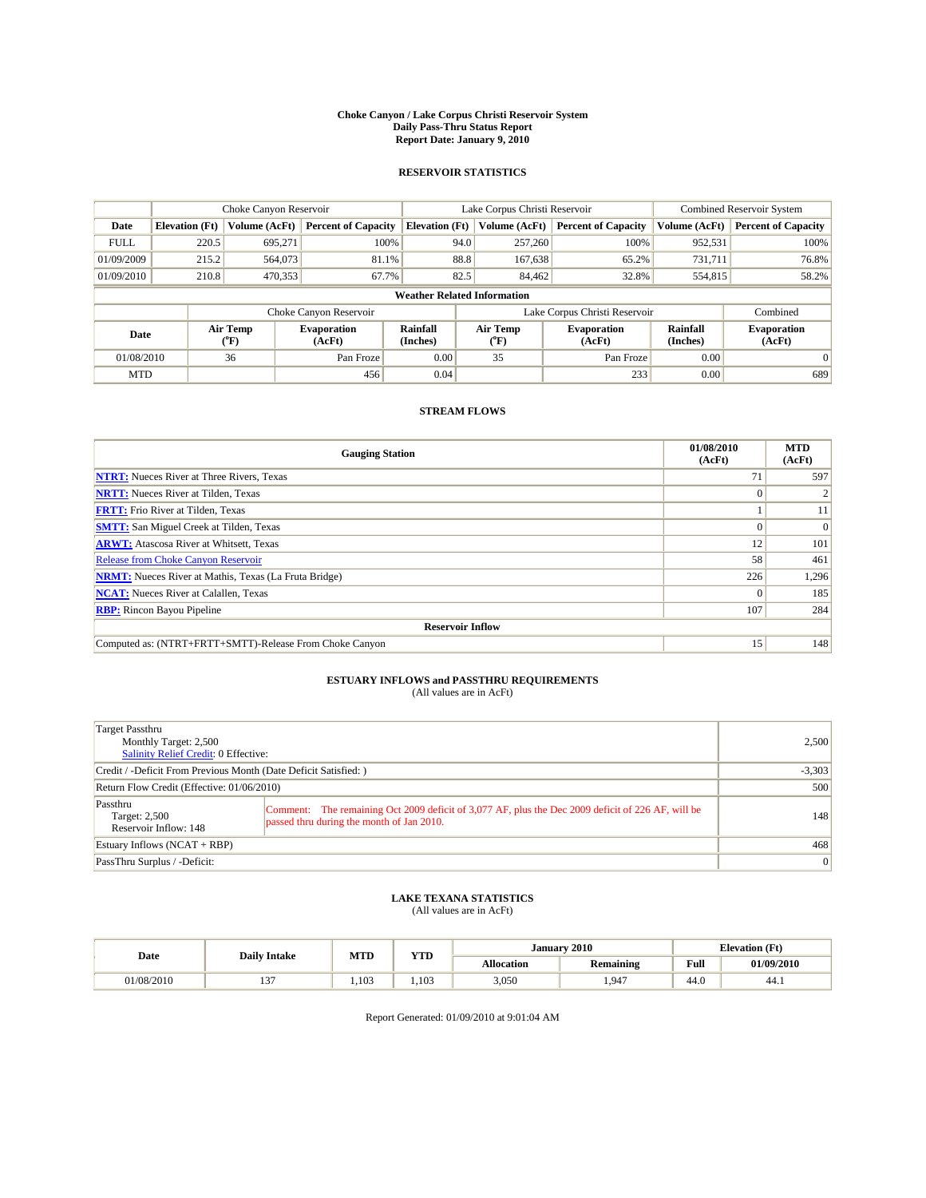# Choke Canyon / Lake Corpus Christi Reservoir System
## Daily Pass-Thru Status Report
### Report Date: January 9, 2010

## RESERVOIR STATISTICS

| | Choke Canyon Reservoir | | | Lake Corpus Christi Reservoir | | | Combined Reservoir System | |
|---|---|---|---|---|---|---|---|---|
| Date | Elevation (Ft) | Volume (AcFt) | Percent of Capacity | Elevation (Ft) | Volume (AcFt) | Percent of Capacity | Volume (AcFt) | Percent of Capacity |
| FULL | 220.5 | 695,271 | 100% | 94.0 | 257,260 | 100% | 952,531 | 100% |
| 01/09/2009 | 215.2 | 564,073 | 81.1% | 88.8 | 167,638 | 65.2% | 731,711 | 76.8% |
| 01/09/2010 | 210.8 | 470,353 | 67.7% | 82.5 | 84,462 | 32.8% | 554,815 | 58.2% |

**Weather Related Information**

| | Choke Canyon Reservoir | | | Lake Corpus Christi Reservoir | | | Combined |
|---|---|---|---|---|---|---|---|
| Date | Air Temp (°F) | Evaporation (AcFt) | Rainfall (Inches) | Air Temp (°F) | Evaporation (AcFt) | Rainfall (Inches) | Evaporation (AcFt) |
| 01/08/2010 | 36 | Pan Froze | 0.00 | 35 | Pan Froze | 0.00 | 0 |
| MTD | | 456 | 0.04 | | 233 | 0.00 | 689 |

## STREAM FLOWS

| Gauging Station | 01/08/2010 (AcFt) | MTD (AcFt) |
|---|---|---|
| NTRT: Nueces River at Three Rivers, Texas | 71 | 597 |
| NRTT: Nueces River at Tilden, Texas | 0 | 2 |
| FRTT: Frio River at Tilden, Texas | 1 | 11 |
| SMTT: San Miguel Creek at Tilden, Texas | 0 | 0 |
| ARWT: Atascosa River at Whitsett, Texas | 12 | 101 |
| Release from Choke Canyon Reservoir | 58 | 461 |
| NRMT: Nueces River at Mathis, Texas (La Fruta Bridge) | 226 | 1,296 |
| NCAT: Nueces River at Calallen, Texas | 0 | 185 |
| RBP: Rincon Bayou Pipeline | 107 | 284 |
| **Reservoir Inflow** | | |
| Computed as: (NTRT+FRTT+SMTT)-Release From Choke Canyon | 15 | 148 |

## ESTUARY INFLOWS and PASSTHRU REQUIREMENTS
(All values are in AcFt)

| | | |
|---|---|---|
| Target Passthru<br>Monthly Target: 2,500<br>Salinity Relief Credit: 0 Effective: | | 2,500 |
| Credit / -Deficit From Previous Month (Date Deficit Satisfied: ) | | -3,303 |
| Return Flow Credit (Effective: 01/06/2010) | | 500 |
| Passthru<br>Target: 2,500<br>Reservoir Inflow: 148 | Comment: The remaining Oct 2009 deficit of 3,077 AF, plus the Dec 2009 deficit of 226 AF, will be passed thru during the month of Jan 2010. | 148 |
| Estuary Inflows (NCAT + RBP) | | 468 |
| PassThru Surplus / -Deficit: | | 0 |

## LAKE TEXANA STATISTICS
(All values are in AcFt)

| Date | Daily Intake | MTD | YTD | January 2010 | | Elevation (Ft) | |
|---|---|---|---|---|---|---|---|
| | | | | Allocation | Remaining | Full | 01/09/2010 |
| 01/08/2010 | 137 | 1,103 | 1,103 | 3,050 | 1,947 | 44.0 | 44.1 |

Report Generated: 01/09/2010 at 9:01:04 AM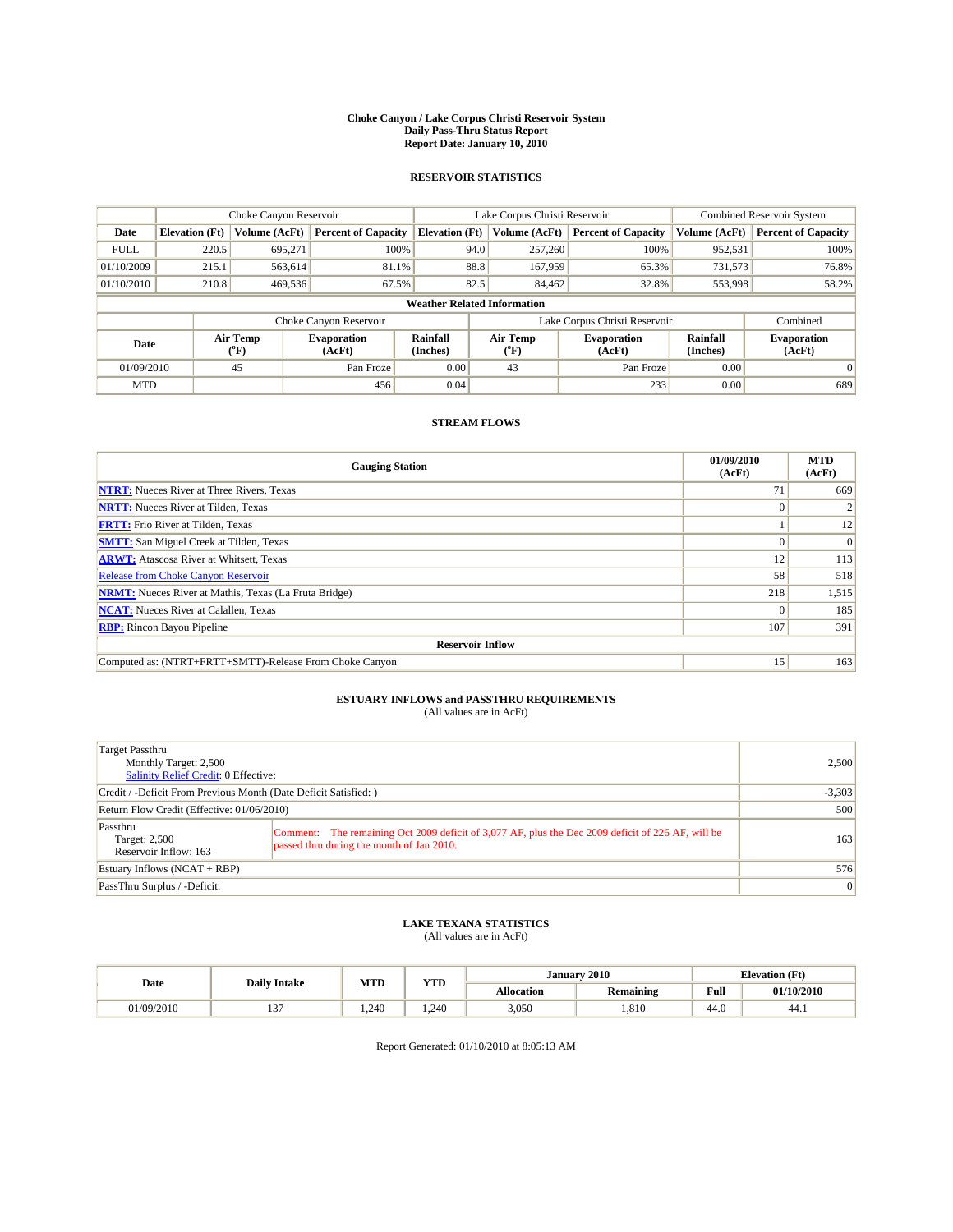# Choke Canyon / Lake Corpus Christi Reservoir System
## Daily Pass-Thru Status Report
## Report Date: January 10, 2010

### RESERVOIR STATISTICS

| | Choke Canyon Reservoir | | | Lake Corpus Christi Reservoir | | | Combined Reservoir System | |
|---|---|---|---|---|---|---|---|---|
| Date | Elevation (Ft) | Volume (AcFt) | Percent of Capacity | Elevation (Ft) | Volume (AcFt) | Percent of Capacity | Volume (AcFt) | Percent of Capacity |
| FULL | 220.5 | 695,271 | 100% | 94.0 | 257,260 | 100% | 952,531 | 100% |
| 01/10/2009 | 215.1 | 563,614 | 81.1% | 88.8 | 167,959 | 65.3% | 731,573 | 76.8% |
| 01/10/2010 | 210.8 | 469,536 | 67.5% | 82.5 | 84,462 | 32.8% | 553,998 | 58.2% |

**Weather Related Information**

| | Choke Canyon Reservoir | | | Lake Corpus Christi Reservoir | | | Combined |
|---|---|---|---|---|---|---|---|
| Date | Air Temp (°F) | Evaporation (AcFt) | Rainfall (Inches) | Air Temp (°F) | Evaporation (AcFt) | Rainfall (Inches) | Evaporation (AcFt) |
| 01/09/2010 | 45 | Pan Froze | 0.00 | 43 | Pan Froze | 0.00 | 0 |
| MTD | | 456 | 0.04 | | 233 | 0.00 | 689 |

### STREAM FLOWS

| Gauging Station | 01/09/2010 (AcFt) | MTD (AcFt) |
|---|---|---|
| NTRT: Nueces River at Three Rivers, Texas | 71 | 669 |
| NRTT: Nueces River at Tilden, Texas | 0 | 2 |
| FRTT: Frio River at Tilden, Texas | 1 | 12 |
| SMTT: San Miguel Creek at Tilden, Texas | 0 | 0 |
| ARWT: Atascosa River at Whitsett, Texas | 12 | 113 |
| Release from Choke Canyon Reservoir | 58 | 518 |
| NRMT: Nueces River at Mathis, Texas (La Fruta Bridge) | 218 | 1,515 |
| NCAT: Nueces River at Calallen, Texas | 0 | 185 |
| RBP: Rincon Bayou Pipeline | 107 | 391 |
| **Reservoir Inflow** | | |
| Computed as: (NTRT+FRTT+SMTT)-Release From Choke Canyon | 15 | 163 |

### ESTUARY INFLOWS and PASSTHRU REQUIREMENTS
(All values are in AcFt)

| | |
|---|---|
| Target Passthru<br>Monthly Target: 2,500<br>Salinity Relief Credit: 0 Effective: | 2,500 |
| Credit / -Deficit From Previous Month (Date Deficit Satisfied: ) | -3,303 |
| Return Flow Credit (Effective: 01/06/2010) | 500 |
| Passthru<br>Target: 2,500<br>Reservoir Inflow: 163<br>Comment: The remaining Oct 2009 deficit of 3,077 AF, plus the Dec 2009 deficit of 226 AF, will be passed thru during the month of Jan 2010. | 163 |
| Estuary Inflows (NCAT + RBP) | 576 |
| PassThru Surplus / -Deficit: | 0 |

### LAKE TEXANA STATISTICS
(All values are in AcFt)

| Date | Daily Intake | MTD | YTD | January 2010 | | Elevation (Ft) | |
|---|---|---|---|---|---|---|---|
| | | | | Allocation | Remaining | Full | 01/10/2010 |
| 01/09/2010 | 137 | 1,240 | 1,240 | 3,050 | 1,810 | 44.0 | 44.1 |

Report Generated: 01/10/2010 at 8:05:13 AM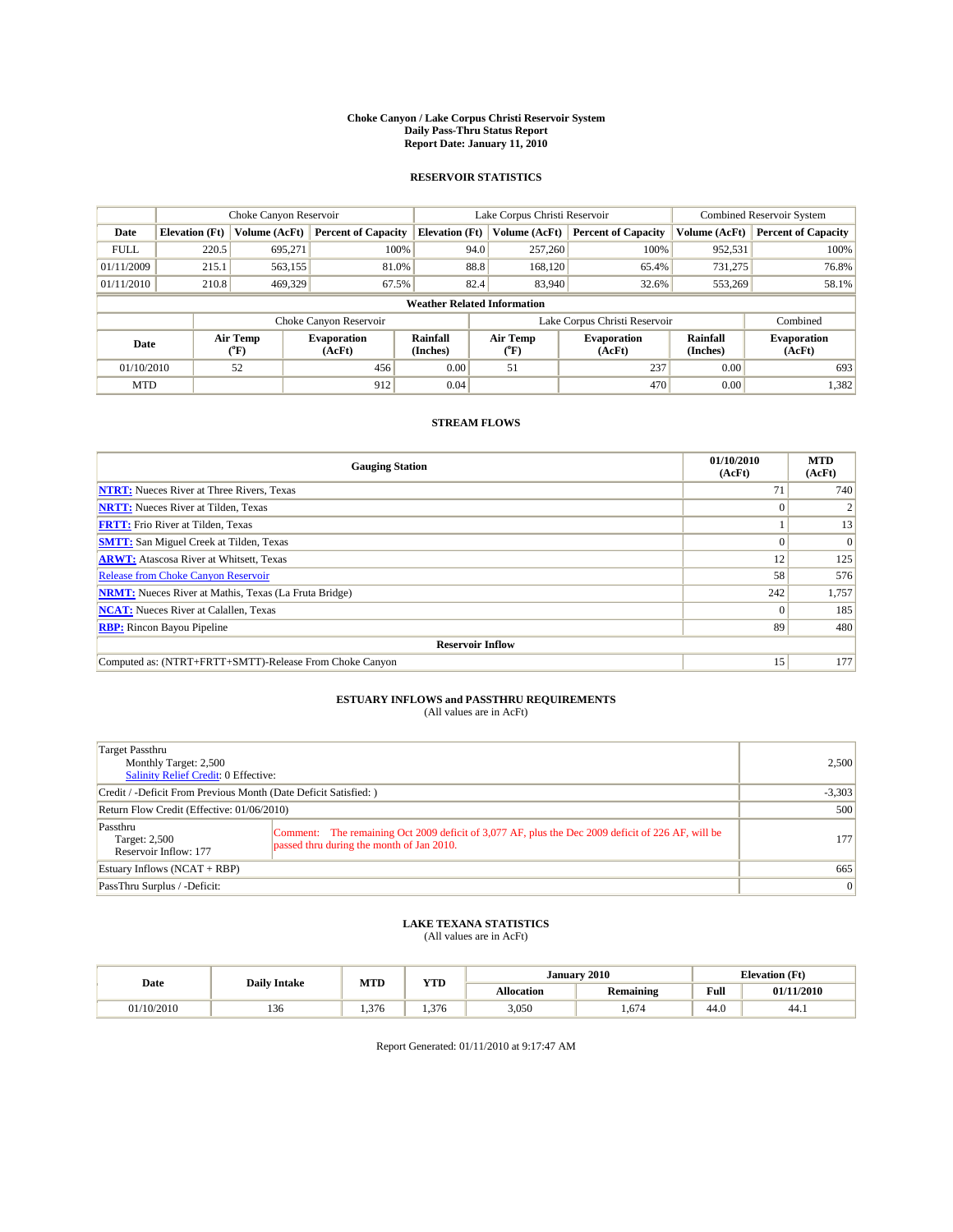# Choke Canyon / Lake Corpus Christi Reservoir System
## Daily Pass-Thru Status Report
### Report Date: January 11, 2010

## RESERVOIR STATISTICS

| | Choke Canyon Reservoir | | | Lake Corpus Christi Reservoir | | | Combined Reservoir System | |
|---|---|---|---|---|---|---|---|---|
| Date | Elevation (Ft) | Volume (AcFt) | Percent of Capacity | Elevation (Ft) | Volume (AcFt) | Percent of Capacity | Volume (AcFt) | Percent of Capacity |
| FULL | 220.5 | 695,271 | 100% | 94.0 | 257,260 | 100% | 952,531 | 100% |
| 01/11/2009 | 215.1 | 563,155 | 81.0% | 88.8 | 168,120 | 65.4% | 731,275 | 76.8% |
| 01/11/2010 | 210.8 | 469,329 | 67.5% | 82.4 | 83,940 | 32.6% | 553,269 | 58.1% |

**Weather Related Information**

| | Choke Canyon Reservoir | | | Lake Corpus Christi Reservoir | | | Combined |
|---|---|---|---|---|---|---|---|
| Date | Air Temp (°F) | Evaporation (AcFt) | Rainfall (Inches) | Air Temp (°F) | Evaporation (AcFt) | Rainfall (Inches) | Evaporation (AcFt) |
| 01/10/2010 | 52 | 456 | 0.00 | 51 | 237 | 0.00 | 693 |
| MTD | | 912 | 0.04 | | 470 | 0.00 | 1,382 |

## STREAM FLOWS

| Gauging Station | 01/10/2010 (AcFt) | MTD (AcFt) |
|---|---|---|
| NTRT: Nueces River at Three Rivers, Texas | 71 | 740 |
| NRTT: Nueces River at Tilden, Texas | 0 | 2 |
| FRTT: Frio River at Tilden, Texas | 1 | 13 |
| SMTT: San Miguel Creek at Tilden, Texas | 0 | 0 |
| ARWT: Atascosa River at Whitsett, Texas | 12 | 125 |
| Release from Choke Canyon Reservoir | 58 | 576 |
| NRMT: Nueces River at Mathis, Texas (La Fruta Bridge) | 242 | 1,757 |
| NCAT: Nueces River at Calallen, Texas | 0 | 185 |
| RBP: Rincon Bayou Pipeline | 89 | 480 |
| **Reservoir Inflow** | | |
| Computed as: (NTRT+FRTT+SMTT)-Release From Choke Canyon | 15 | 177 |

## ESTUARY INFLOWS and PASSTHRU REQUIREMENTS
(All values are in AcFt)

| | | |
|---|---|---|
| Target Passthru<br>Monthly Target: 2,500<br>Salinity Relief Credit: 0 Effective: | | 2,500 |
| Credit / -Deficit From Previous Month (Date Deficit Satisfied: ) | | -3,303 |
| Return Flow Credit (Effective: 01/06/2010) | | 500 |
| Passthru<br>Target: 2,500<br>Reservoir Inflow: 177 | Comment: The remaining Oct 2009 deficit of 3,077 AF, plus the Dec 2009 deficit of 226 AF, will be passed thru during the month of Jan 2010. | 177 |
| Estuary Inflows (NCAT + RBP) | | 665 |
| PassThru Surplus / -Deficit: | | 0 |

## LAKE TEXANA STATISTICS
(All values are in AcFt)

| Date | Daily Intake | MTD | YTD | January 2010 | | Elevation (Ft) | |
|---|---|---|---|---|---|---|---|
| | | | | Allocation | Remaining | Full | 01/11/2010 |
| 01/10/2010 | 136 | 1,376 | 1,376 | 3,050 | 1,674 | 44.0 | 44.1 |

Report Generated: 01/11/2010 at 9:17:47 AM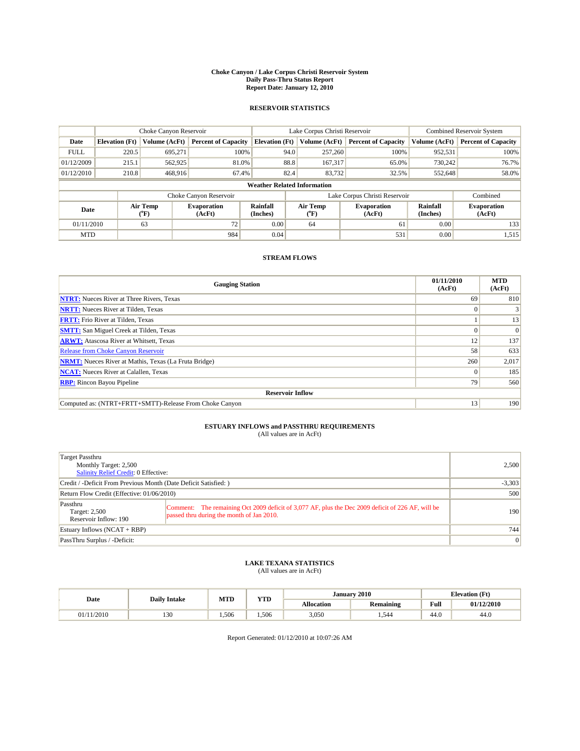# Choke Canyon / Lake Corpus Christi Reservoir System
## Daily Pass-Thru Status Report
### Report Date: January 12, 2010

## RESERVOIR STATISTICS

| | Choke Canyon Reservoir | | | Lake Corpus Christi Reservoir | | | Combined Reservoir System | |
|---|---|---|---|---|---|---|---|---|
| Date | Elevation (Ft) | Volume (AcFt) | Percent of Capacity | Elevation (Ft) | Volume (AcFt) | Percent of Capacity | Volume (AcFt) | Percent of Capacity |
| FULL | 220.5 | 695,271 | 100% | 94.0 | 257,260 | 100% | 952,531 | 100% |
| 01/12/2009 | 215.1 | 562,925 | 81.0% | 88.8 | 167,317 | 65.0% | 730,242 | 76.7% |
| 01/12/2010 | 210.8 | 468,916 | 67.4% | 82.4 | 83,732 | 32.5% | 552,648 | 58.0% |

**Weather Related Information**

| | Choke Canyon Reservoir | | | Lake Corpus Christi Reservoir | | | Combined |
|---|---|---|---|---|---|---|---|
| Date | Air Temp (°F) | Evaporation (AcFt) | Rainfall (Inches) | Air Temp (°F) | Evaporation (AcFt) | Rainfall (Inches) | Evaporation (AcFt) |
| 01/11/2010 | 63 | 72 | 0.00 | 64 | 61 | 0.00 | 133 |
| MTD | | 984 | 0.04 | | 531 | 0.00 | 1,515 |

## STREAM FLOWS

| Gauging Station | 01/11/2010 (AcFt) | MTD (AcFt) |
|---|---|---|
| NTRT: Nueces River at Three Rivers, Texas | 69 | 810 |
| NRTT: Nueces River at Tilden, Texas | 0 | 3 |
| FRTT: Frio River at Tilden, Texas | 1 | 13 |
| SMTT: San Miguel Creek at Tilden, Texas | 0 | 0 |
| ARWT: Atascosa River at Whitsett, Texas | 12 | 137 |
| Release from Choke Canyon Reservoir | 58 | 633 |
| NRMT: Nueces River at Mathis, Texas (La Fruta Bridge) | 260 | 2,017 |
| NCAT: Nueces River at Calallen, Texas | 0 | 185 |
| RBP: Rincon Bayou Pipeline | 79 | 560 |
| **Reservoir Inflow** | | |
| Computed as: (NTRT+FRTT+SMTT)-Release From Choke Canyon | 13 | 190 |

## ESTUARY INFLOWS and PASSTHRU REQUIREMENTS
(All values are in AcFt)

| | | |
|---|---|---|
| Target Passthru<br>Monthly Target: 2,500<br>Salinity Relief Credit: 0 Effective: | | 2,500 |
| Credit / -Deficit From Previous Month (Date Deficit Satisfied: ) | | -3,303 |
| Return Flow Credit (Effective: 01/06/2010) | | 500 |
| Passthru<br>Target: 2,500<br>Reservoir Inflow: 190 | Comment: The remaining Oct 2009 deficit of 3,077 AF, plus the Dec 2009 deficit of 226 AF, will be passed thru during the month of Jan 2010. | 190 |
| Estuary Inflows (NCAT + RBP) | | 744 |
| PassThru Surplus / -Deficit: | | 0 |

## LAKE TEXANA STATISTICS
(All values are in AcFt)

| Date | Daily Intake | MTD | YTD | January 2010 | | Elevation (Ft) | |
|---|---|---|---|---|---|---|---|
| | | | | Allocation | Remaining | Full | 01/12/2010 |
| 01/11/2010 | 130 | 1,506 | 1,506 | 3,050 | 1,544 | 44.0 | 44.0 |

Report Generated: 01/12/2010 at 10:07:26 AM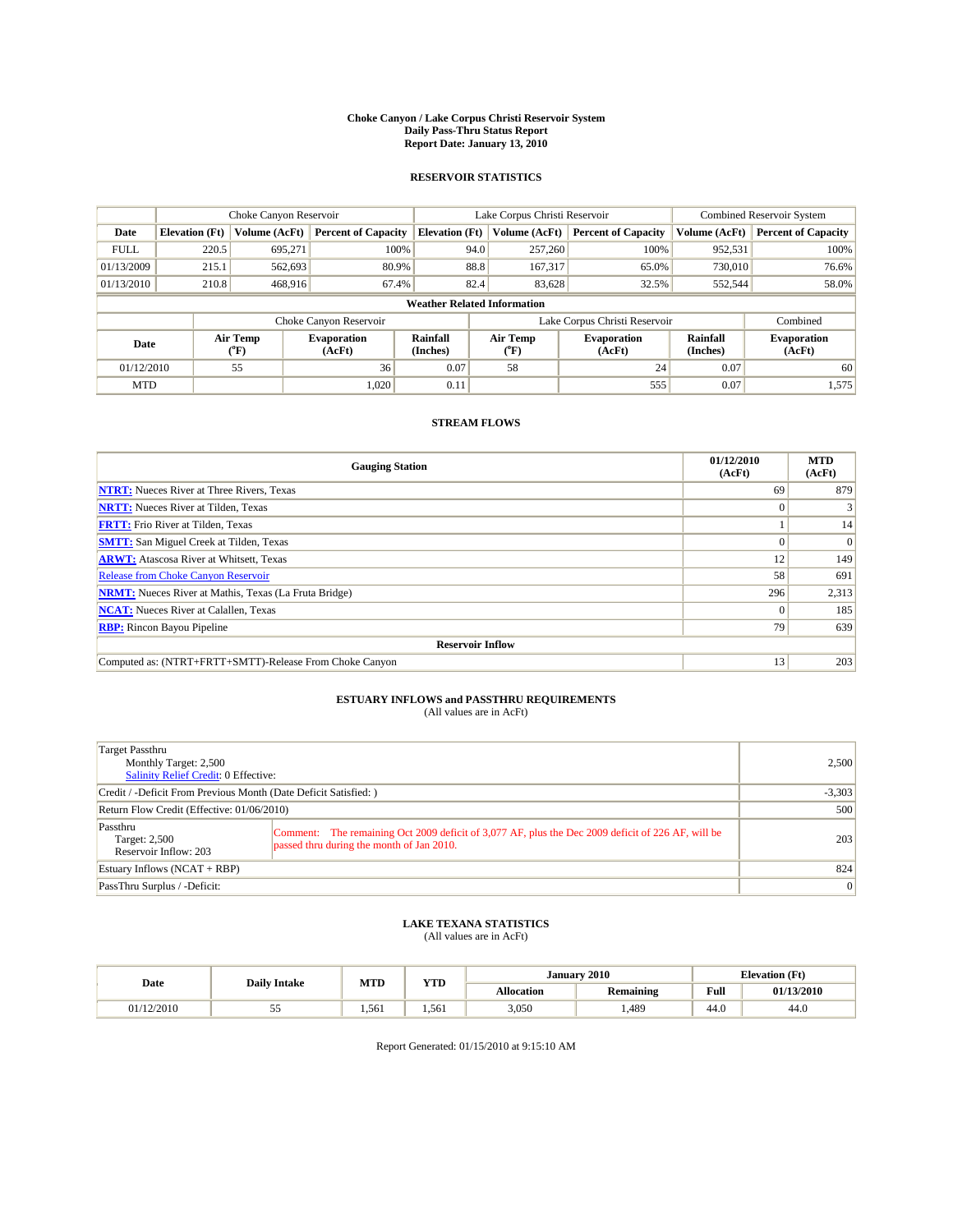# Choke Canyon / Lake Corpus Christi Reservoir System
## Daily Pass-Thru Status Report
## Report Date: January 13, 2010

### RESERVOIR STATISTICS

| | Choke Canyon Reservoir | | | Lake Corpus Christi Reservoir | | | Combined Reservoir System | |
|---|---|---|---|---|---|---|---|---|
| Date | Elevation (Ft) | Volume (AcFt) | Percent of Capacity | Elevation (Ft) | Volume (AcFt) | Percent of Capacity | Volume (AcFt) | Percent of Capacity |
| FULL | 220.5 | 695,271 | 100% | 94.0 | 257,260 | 100% | 952,531 | 100% |
| 01/13/2009 | 215.1 | 562,693 | 80.9% | 88.8 | 167,317 | 65.0% | 730,010 | 76.6% |
| 01/13/2010 | 210.8 | 468,916 | 67.4% | 82.4 | 83,628 | 32.5% | 552,544 | 58.0% |

**Weather Related Information**

| | Choke Canyon Reservoir | | | Lake Corpus Christi Reservoir | | | Combined |
|---|---|---|---|---|---|---|---|
| Date | Air Temp (°F) | Evaporation (AcFt) | Rainfall (Inches) | Air Temp (°F) | Evaporation (AcFt) | Rainfall (Inches) | Evaporation (AcFt) |
| 01/12/2010 | 55 | 36 | 0.07 | 58 | 24 | 0.07 | 60 |
| MTD | | 1,020 | 0.11 | | 555 | 0.07 | 1,575 |

### STREAM FLOWS

| Gauging Station | 01/12/2010 (AcFt) | MTD (AcFt) |
|---|---|---|
| NTRT: Nueces River at Three Rivers, Texas | 69 | 879 |
| NRTT: Nueces River at Tilden, Texas | 0 | 3 |
| FRTT: Frio River at Tilden, Texas | 1 | 14 |
| SMTT: San Miguel Creek at Tilden, Texas | 0 | 0 |
| ARWT: Atascosa River at Whitsett, Texas | 12 | 149 |
| Release from Choke Canyon Reservoir | 58 | 691 |
| NRMT: Nueces River at Mathis, Texas (La Fruta Bridge) | 296 | 2,313 |
| NCAT: Nueces River at Calallen, Texas | 0 | 185 |
| RBP: Rincon Bayou Pipeline | 79 | 639 |
| **Reservoir Inflow** | | |
| Computed as: (NTRT+FRTT+SMTT)-Release From Choke Canyon | 13 | 203 |

### ESTUARY INFLOWS and PASSTHRU REQUIREMENTS
(All values are in AcFt)

| | | |
|---|---|---|
| Target Passthru<br>Monthly Target: 2,500<br>Salinity Relief Credit: 0 Effective: | | 2,500 |
| Credit / -Deficit From Previous Month (Date Deficit Satisfied: ) | | -3,303 |
| Return Flow Credit (Effective: 01/06/2010) | | 500 |
| Passthru<br>Target: 2,500<br>Reservoir Inflow: 203 | Comment: The remaining Oct 2009 deficit of 3,077 AF, plus the Dec 2009 deficit of 226 AF, will be passed thru during the month of Jan 2010. | 203 |
| Estuary Inflows (NCAT + RBP) | | 824 |
| PassThru Surplus / -Deficit: | | 0 |

### LAKE TEXANA STATISTICS
(All values are in AcFt)

| Date | Daily Intake | MTD | YTD | January 2010 | | Elevation (Ft) | |
|---|---|---|---|---|---|---|---|
| | | | | Allocation | Remaining | Full | 01/13/2010 |
| 01/12/2010 | 55 | 1,561 | 1,561 | 3,050 | 1,489 | 44.0 | 44.0 |

Report Generated: 01/15/2010 at 9:15:10 AM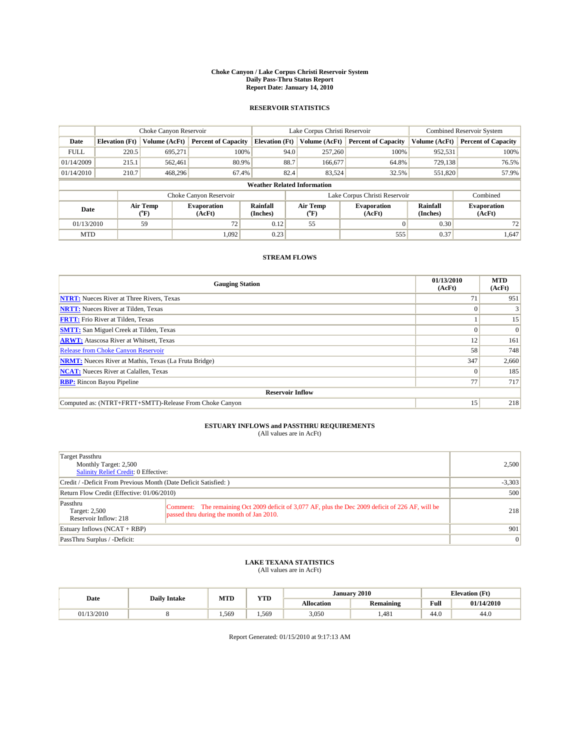# Choke Canyon / Lake Corpus Christi Reservoir System
## Daily Pass-Thru Status Report
## Report Date: January 14, 2010

### RESERVOIR STATISTICS

| | Choke Canyon Reservoir | | | Lake Corpus Christi Reservoir | | | Combined Reservoir System | |
|---|---|---|---|---|---|---|---|---|
| Date | Elevation (Ft) | Volume (AcFt) | Percent of Capacity | Elevation (Ft) | Volume (AcFt) | Percent of Capacity | Volume (AcFt) | Percent of Capacity |
| FULL | 220.5 | 695,271 | 100% | 94.0 | 257,260 | 100% | 952,531 | 100% |
| 01/14/2009 | 215.1 | 562,461 | 80.9% | 88.7 | 166,677 | 64.8% | 729,138 | 76.5% |
| 01/14/2010 | 210.7 | 468,296 | 67.4% | 82.4 | 83,524 | 32.5% | 551,820 | 57.9% |

**Weather Related Information**

| | Choke Canyon Reservoir | | | Lake Corpus Christi Reservoir | | | Combined |
|---|---|---|---|---|---|---|---|
| Date | Air Temp (°F) | Evaporation (AcFt) | Rainfall (Inches) | Air Temp (°F) | Evaporation (AcFt) | Rainfall (Inches) | Evaporation (AcFt) |
| 01/13/2010 | 59 | 72 | 0.12 | 55 | 0 | 0.30 | 72 |
| MTD | | 1,092 | 0.23 | | 555 | 0.37 | 1,647 |

### STREAM FLOWS

| Gauging Station | 01/13/2010 (AcFt) | MTD (AcFt) |
|---|---|---|
| NTRT: Nueces River at Three Rivers, Texas | 71 | 951 |
| NRTT: Nueces River at Tilden, Texas | 0 | 3 |
| FRTT: Frio River at Tilden, Texas | 1 | 15 |
| SMTT: San Miguel Creek at Tilden, Texas | 0 | 0 |
| ARWT: Atascosa River at Whitsett, Texas | 12 | 161 |
| Release from Choke Canyon Reservoir | 58 | 748 |
| NRMT: Nueces River at Mathis, Texas (La Fruta Bridge) | 347 | 2,660 |
| NCAT: Nueces River at Calallen, Texas | 0 | 185 |
| RBP: Rincon Bayou Pipeline | 77 | 717 |
| **Reservoir Inflow** | | |
| Computed as: (NTRT+FRTT+SMTT)-Release From Choke Canyon | 15 | 218 |

### ESTUARY INFLOWS and PASSTHRU REQUIREMENTS
(All values are in AcFt)

| | | |
|---|---|---|
| Target Passthru<br>Monthly Target: 2,500<br>Salinity Relief Credit: 0 Effective: | | 2,500 |
| Credit / -Deficit From Previous Month (Date Deficit Satisfied: ) | | -3,303 |
| Return Flow Credit (Effective: 01/06/2010) | | 500 |
| Passthru<br>Target: 2,500<br>Reservoir Inflow: 218 | Comment: The remaining Oct 2009 deficit of 3,077 AF, plus the Dec 2009 deficit of 226 AF, will be passed thru during the month of Jan 2010. | 218 |
| Estuary Inflows (NCAT + RBP) | | 901 |
| PassThru Surplus / -Deficit: | | 0 |

### LAKE TEXANA STATISTICS
(All values are in AcFt)

| Date | Daily Intake | MTD | YTD | January 2010 | | Elevation (Ft) | |
|---|---|---|---|---|---|---|---|
| | | | | Allocation | Remaining | Full | 01/14/2010 |
| 01/13/2010 | 8 | 1,569 | 1,569 | 3,050 | 1,481 | 44.0 | 44.0 |

Report Generated: 01/15/2010 at 9:17:13 AM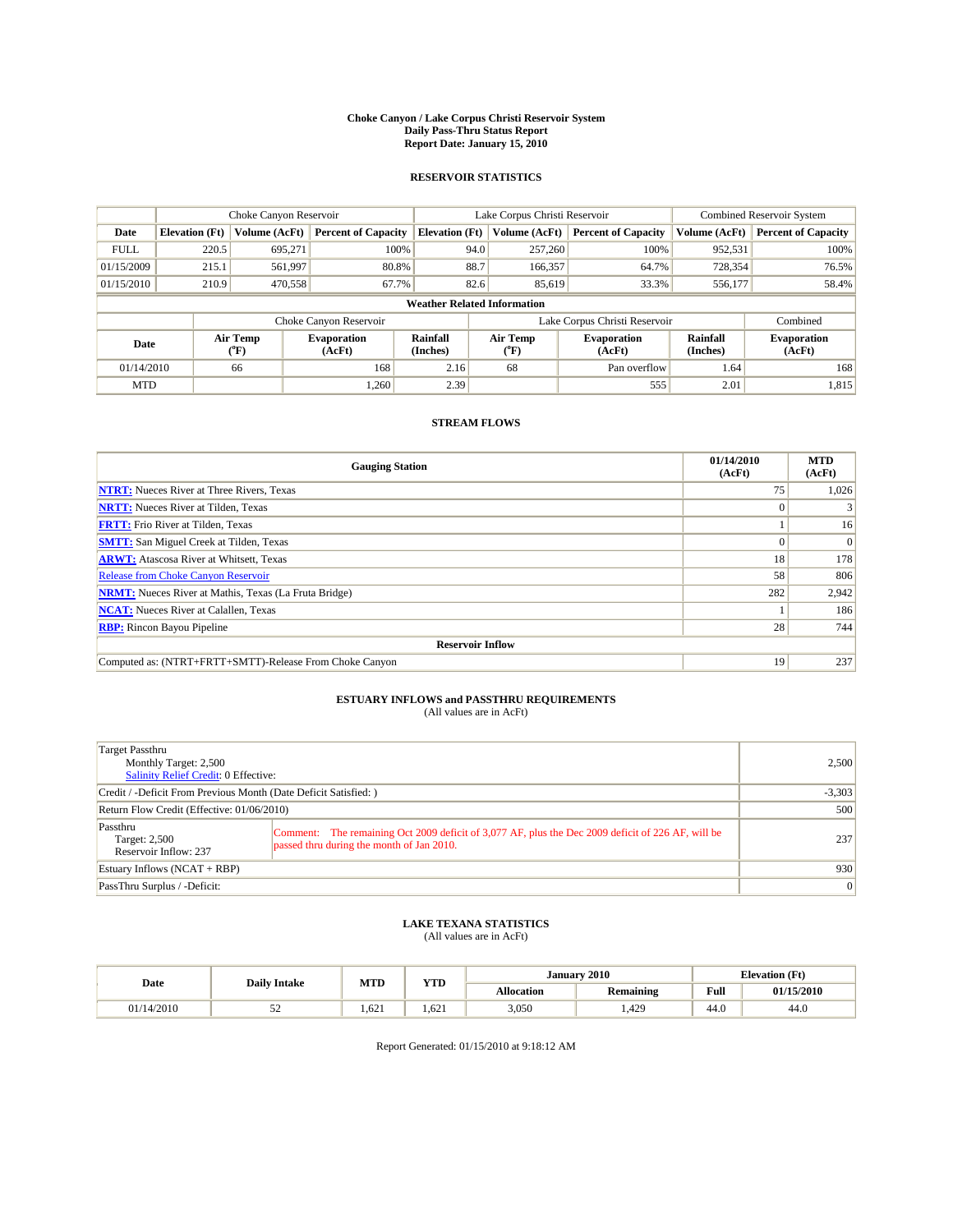# Choke Canyon / Lake Corpus Christi Reservoir System
## Daily Pass-Thru Status Report
### Report Date: January 15, 2010

## RESERVOIR STATISTICS

| | Choke Canyon Reservoir | | | Lake Corpus Christi Reservoir | | | Combined Reservoir System | |
|---|---|---|---|---|---|---|---|---|
| Date | Elevation (Ft) | Volume (AcFt) | Percent of Capacity | Elevation (Ft) | Volume (AcFt) | Percent of Capacity | Volume (AcFt) | Percent of Capacity |
| FULL | 220.5 | 695,271 | 100% | 94.0 | 257,260 | 100% | 952,531 | 100% |
| 01/15/2009 | 215.1 | 561,997 | 80.8% | 88.7 | 166,357 | 64.7% | 728,354 | 76.5% |
| 01/15/2010 | 210.9 | 470,558 | 67.7% | 82.6 | 85,619 | 33.3% | 556,177 | 58.4% |

**Weather Related Information**

| | Choke Canyon Reservoir | | | Lake Corpus Christi Reservoir | | | Combined |
|---|---|---|---|---|---|---|---|
| Date | Air Temp (°F) | Evaporation (AcFt) | Rainfall (Inches) | Air Temp (°F) | Evaporation (AcFt) | Rainfall (Inches) | Evaporation (AcFt) |
| 01/14/2010 | 66 | 168 | 2.16 | 68 | Pan overflow | 1.64 | 168 |
| MTD | | 1,260 | 2.39 | | 555 | 2.01 | 1,815 |

## STREAM FLOWS

| Gauging Station | 01/14/2010 (AcFt) | MTD (AcFt) |
|---|---|---|
| **NTRT:** Nueces River at Three Rivers, Texas | 75 | 1,026 |
| **NRTT:** Nueces River at Tilden, Texas | 0 | 3 |
| **FRTT:** Frio River at Tilden, Texas | 1 | 16 |
| **SMTT:** San Miguel Creek at Tilden, Texas | 0 | 0 |
| **ARWT:** Atascosa River at Whitsett, Texas | 18 | 178 |
| Release from Choke Canyon Reservoir | 58 | 806 |
| **NRMT:** Nueces River at Mathis, Texas (La Fruta Bridge) | 282 | 2,942 |
| **NCAT:** Nueces River at Calallen, Texas | 1 | 186 |
| **RBP:** Rincon Bayou Pipeline | 28 | 744 |
| **Reservoir Inflow** | | |
| Computed as: (NTRT+FRTT+SMTT)-Release From Choke Canyon | 19 | 237 |

## ESTUARY INFLOWS and PASSTHRU REQUIREMENTS
(All values are in AcFt)

| | | |
|---|---|---|
| Target Passthru<br>Monthly Target: 2,500<br>Salinity Relief Credit: 0 Effective: | | 2,500 |
| Credit / -Deficit From Previous Month (Date Deficit Satisfied: ) | | -3,303 |
| Return Flow Credit (Effective: 01/06/2010) | | 500 |
| Passthru<br>Target: 2,500<br>Reservoir Inflow: 237 | Comment: The remaining Oct 2009 deficit of 3,077 AF, plus the Dec 2009 deficit of 226 AF, will be passed thru during the month of Jan 2010. | 237 |
| Estuary Inflows (NCAT + RBP) | | 930 |
| PassThru Surplus / -Deficit: | | 0 |

## LAKE TEXANA STATISTICS
(All values are in AcFt)

| Date | Daily Intake | MTD | YTD | January 2010 | | Elevation (Ft) | |
|---|---|---|---|---|---|---|---|
| | | | | Allocation | Remaining | Full | 01/15/2010 |
| 01/14/2010 | 52 | 1,621 | 1,621 | 3,050 | 1,429 | 44.0 | 44.0 |

Report Generated: 01/15/2010 at 9:18:12 AM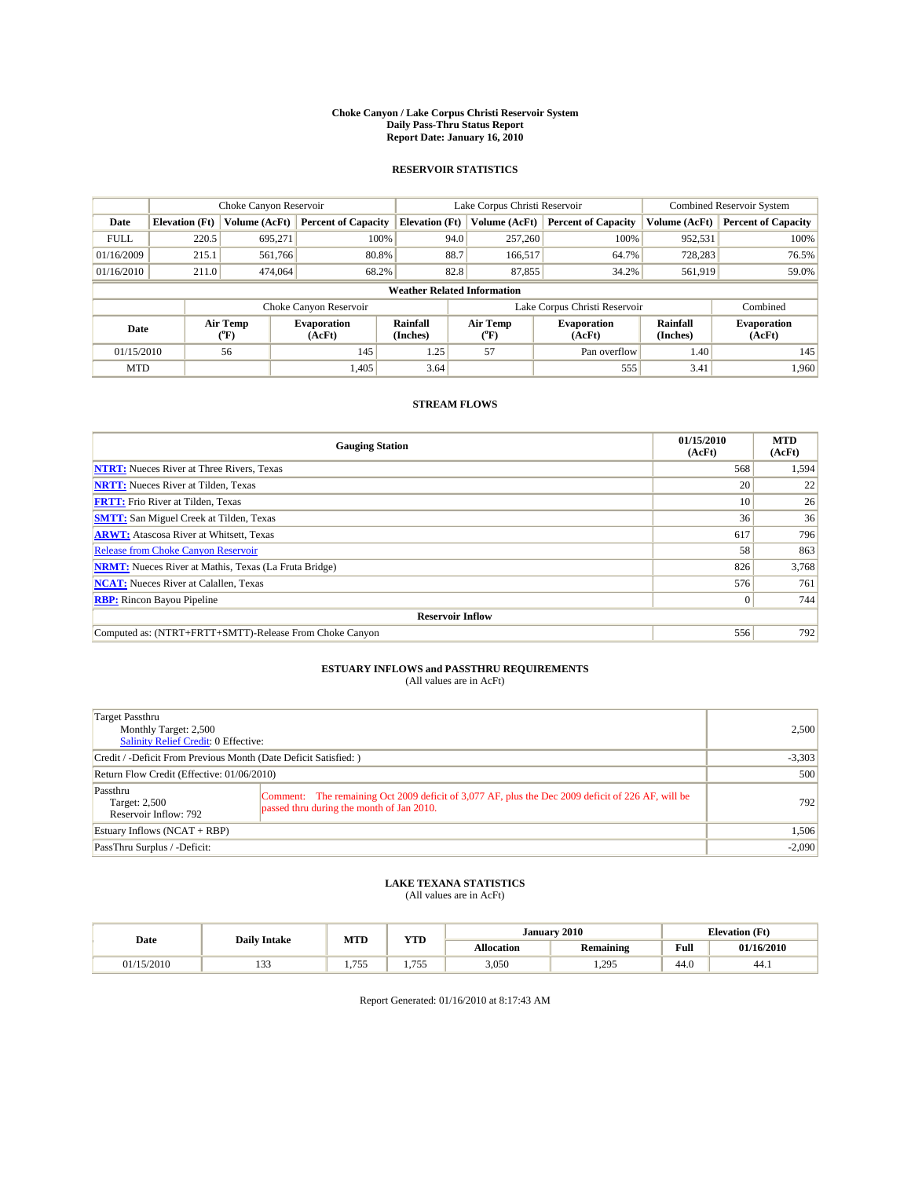# Choke Canyon / Lake Corpus Christi Reservoir System
## Daily Pass-Thru Status Report
## Report Date: January 16, 2010

### RESERVOIR STATISTICS

| | Choke Canyon Reservoir | | | Lake Corpus Christi Reservoir | | | Combined Reservoir System | |
|---|---|---|---|---|---|---|---|---|
| Date | Elevation (Ft) | Volume (AcFt) | Percent of Capacity | Elevation (Ft) | Volume (AcFt) | Percent of Capacity | Volume (AcFt) | Percent of Capacity |
| FULL | 220.5 | 695,271 | 100% | 94.0 | 257,260 | 100% | 952,531 | 100% |
| 01/16/2009 | 215.1 | 561,766 | 80.8% | 88.7 | 166,517 | 64.7% | 728,283 | 76.5% |
| 01/16/2010 | 211.0 | 474,064 | 68.2% | 82.8 | 87,855 | 34.2% | 561,919 | 59.0% |

**Weather Related Information**

| | Choke Canyon Reservoir | | | Lake Corpus Christi Reservoir | | | Combined |
|---|---|---|---|---|---|---|---|
| Date | Air Temp (°F) | Evaporation (AcFt) | Rainfall (Inches) | Air Temp (°F) | Evaporation (AcFt) | Rainfall (Inches) | Evaporation (AcFt) |
| 01/15/2010 | 56 | 145 | 1.25 | 57 | Pan overflow | 1.40 | 145 |
| MTD | | 1,405 | 3.64 | | 555 | 3.41 | 1,960 |

### STREAM FLOWS

| Gauging Station | 01/15/2010 (AcFt) | MTD (AcFt) |
|---|---|---|
| NTRT: Nueces River at Three Rivers, Texas | 568 | 1,594 |
| NRTT: Nueces River at Tilden, Texas | 20 | 22 |
| FRTT: Frio River at Tilden, Texas | 10 | 26 |
| SMTT: San Miguel Creek at Tilden, Texas | 36 | 36 |
| ARWT: Atascosa River at Whitsett, Texas | 617 | 796 |
| Release from Choke Canyon Reservoir | 58 | 863 |
| NRMT: Nueces River at Mathis, Texas (La Fruta Bridge) | 826 | 3,768 |
| NCAT: Nueces River at Calallen, Texas | 576 | 761 |
| RBP: Rincon Bayou Pipeline | 0 | 744 |
| **Reservoir Inflow** | | |
| Computed as: (NTRT+FRTT+SMTT)-Release From Choke Canyon | 556 | 792 |

### ESTUARY INFLOWS and PASSTHRU REQUIREMENTS
(All values are in AcFt)

| | | |
|---|---|---|
| Target Passthru<br>Monthly Target: 2,500<br>Salinity Relief Credit: 0 Effective: | | 2,500 |
| Credit / -Deficit From Previous Month (Date Deficit Satisfied: ) | | -3,303 |
| Return Flow Credit (Effective: 01/06/2010) | | 500 |
| Passthru<br>Target: 2,500<br>Reservoir Inflow: 792 | Comment: The remaining Oct 2009 deficit of 3,077 AF, plus the Dec 2009 deficit of 226 AF, will be passed thru during the month of Jan 2010. | 792 |
| Estuary Inflows (NCAT + RBP) | | 1,506 |
| PassThru Surplus / -Deficit: | | -2,090 |

### LAKE TEXANA STATISTICS
(All values are in AcFt)

| Date | Daily Intake | MTD | YTD | January 2010 | | Elevation (Ft) | |
|---|---|---|---|---|---|---|---|
| | | | | Allocation | Remaining | Full | 01/16/2010 |
| 01/15/2010 | 133 | 1,755 | 1,755 | 3,050 | 1,295 | 44.0 | 44.1 |

Report Generated: 01/16/2010 at 8:17:43 AM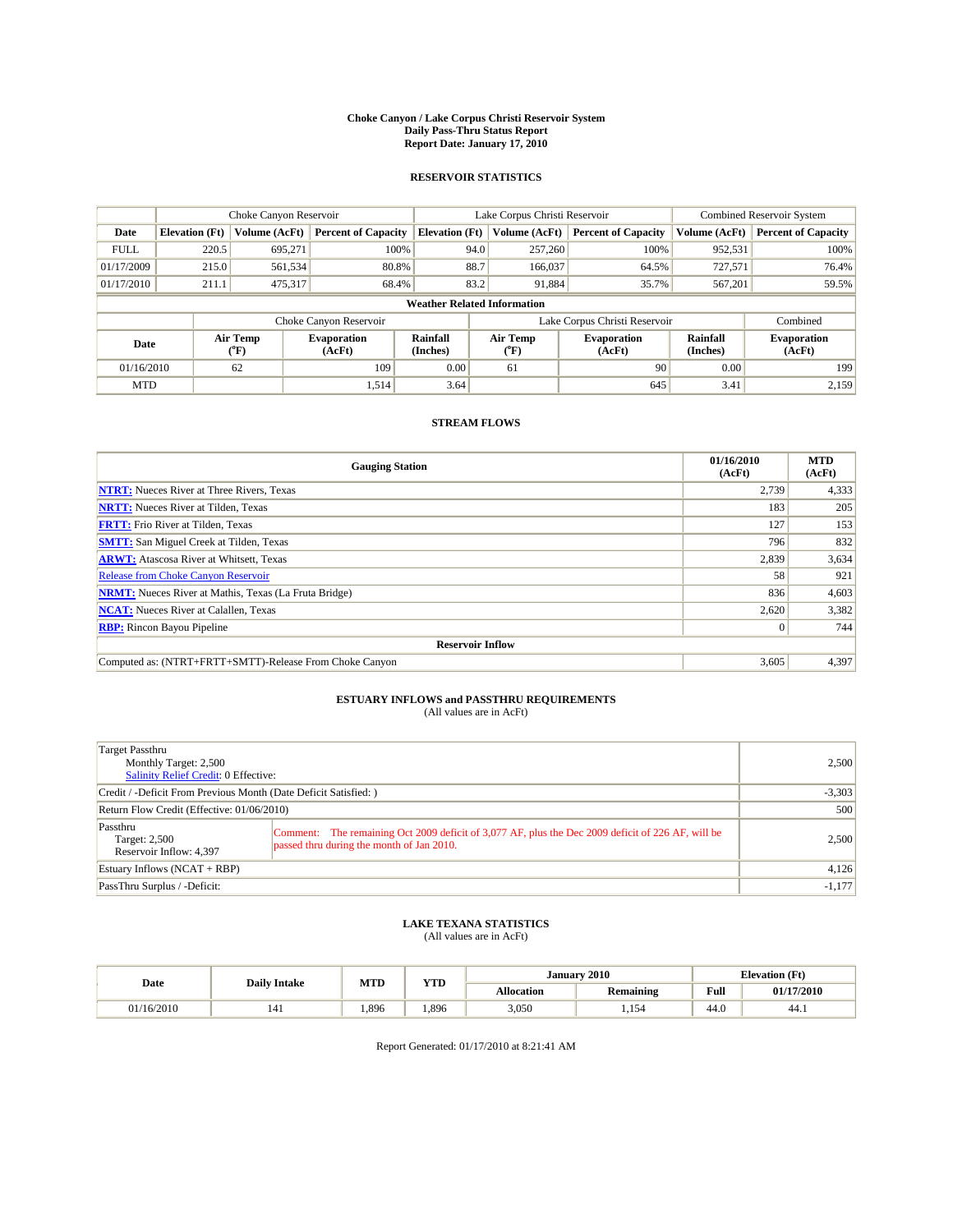# Choke Canyon / Lake Corpus Christi Reservoir System
## Daily Pass-Thru Status Report
## Report Date: January 17, 2010

### RESERVOIR STATISTICS

| | Choke Canyon Reservoir | | | Lake Corpus Christi Reservoir | | | Combined Reservoir System | |
|---|---|---|---|---|---|---|---|---|
| Date | Elevation (Ft) | Volume (AcFt) | Percent of Capacity | Elevation (Ft) | Volume (AcFt) | Percent of Capacity | Volume (AcFt) | Percent of Capacity |
| FULL | 220.5 | 695,271 | 100% | 94.0 | 257,260 | 100% | 952,531 | 100% |
| 01/17/2009 | 215.0 | 561,534 | 80.8% | 88.7 | 166,037 | 64.5% | 727,571 | 76.4% |
| 01/17/2010 | 211.1 | 475,317 | 68.4% | 83.2 | 91,884 | 35.7% | 567,201 | 59.5% |

**Weather Related Information**

| | Choke Canyon Reservoir | | | Lake Corpus Christi Reservoir | | | Combined |
|---|---|---|---|---|---|---|---|
| Date | Air Temp (°F) | Evaporation (AcFt) | Rainfall (Inches) | Air Temp (°F) | Evaporation (AcFt) | Rainfall (Inches) | Evaporation (AcFt) |
| 01/16/2010 | 62 | 109 | 0.00 | 61 | 90 | 0.00 | 199 |
| MTD | | 1,514 | 3.64 | | 645 | 3.41 | 2,159 |

### STREAM FLOWS

| Gauging Station | 01/16/2010 (AcFt) | MTD (AcFt) |
|---|---|---|
| NTRT: Nueces River at Three Rivers, Texas | 2,739 | 4,333 |
| NRTT: Nueces River at Tilden, Texas | 183 | 205 |
| FRTT: Frio River at Tilden, Texas | 127 | 153 |
| SMTT: San Miguel Creek at Tilden, Texas | 796 | 832 |
| ARWT: Atascosa River at Whitsett, Texas | 2,839 | 3,634 |
| Release from Choke Canyon Reservoir | 58 | 921 |
| NRMT: Nueces River at Mathis, Texas (La Fruta Bridge) | 836 | 4,603 |
| NCAT: Nueces River at Calallen, Texas | 2,620 | 3,382 |
| RBP: Rincon Bayou Pipeline | 0 | 744 |
| **Reservoir Inflow** | | |
| Computed as: (NTRT+FRTT+SMTT)-Release From Choke Canyon | 3,605 | 4,397 |

### ESTUARY INFLOWS and PASSTHRU REQUIREMENTS
(All values are in AcFt)

| | | |
|---|---|---|
| Target Passthru<br>Monthly Target: 2,500<br>Salinity Relief Credit: 0 Effective: | | 2,500 |
| Credit / -Deficit From Previous Month (Date Deficit Satisfied: ) | | -3,303 |
| Return Flow Credit (Effective: 01/06/2010) | | 500 |
| Passthru<br>Target: 2,500<br>Reservoir Inflow: 4,397 | Comment: The remaining Oct 2009 deficit of 3,077 AF, plus the Dec 2009 deficit of 226 AF, will be passed thru during the month of Jan 2010. | 2,500 |
| Estuary Inflows (NCAT + RBP) | | 4,126 |
| PassThru Surplus / -Deficit: | | -1,177 |

### LAKE TEXANA STATISTICS
(All values are in AcFt)

| Date | Daily Intake | MTD | YTD | January 2010 | | Elevation (Ft) | |
|---|---|---|---|---|---|---|---|
| | | | | Allocation | Remaining | Full | 01/17/2010 |
| 01/16/2010 | 141 | 1,896 | 1,896 | 3,050 | 1,154 | 44.0 | 44.1 |

Report Generated: 01/17/2010 at 8:21:41 AM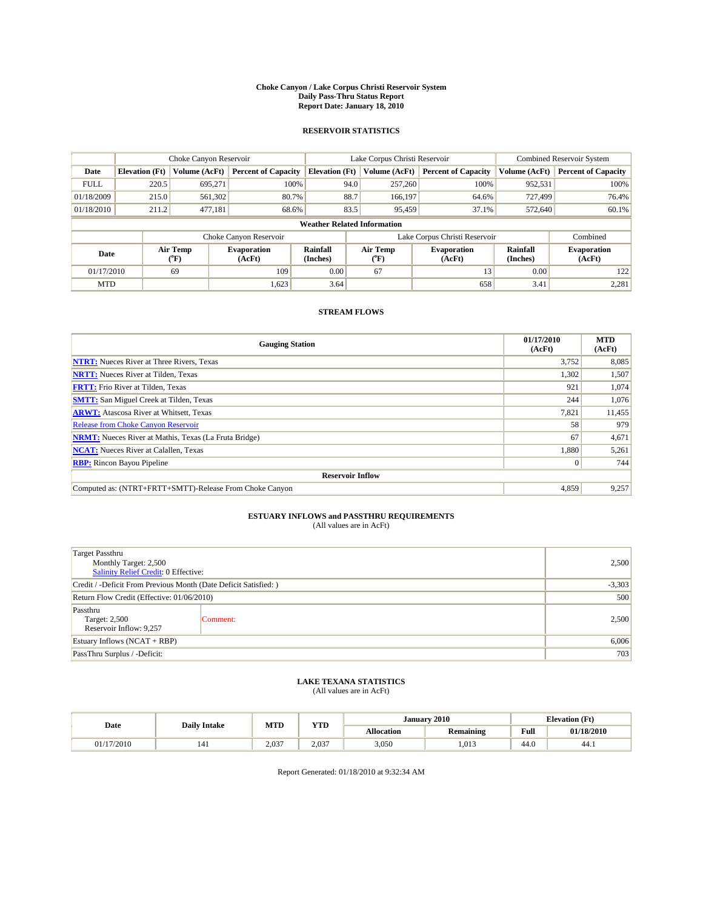**Choke Canyon / Lake Corpus Christi Reservoir System**
**Daily Pass-Thru Status Report**
**Report Date: January 18, 2010**

## RESERVOIR STATISTICS

| | Choke Canyon Reservoir | | | Lake Corpus Christi Reservoir | | | Combined Reservoir System | |
|---|---|---|---|---|---|---|---|---|
| **Date** | **Elevation (Ft)** | **Volume (AcFt)** | **Percent of Capacity** | **Elevation (Ft)** | **Volume (AcFt)** | **Percent of Capacity** | **Volume (AcFt)** | **Percent of Capacity** |
| FULL | 220.5 | 695,271 | 100% | 94.0 | 257,260 | 100% | 952,531 | 100% |
| 01/18/2009 | 215.0 | 561,302 | 80.7% | 88.7 | 166,197 | 64.6% | 727,499 | 76.4% |
| 01/18/2010 | 211.2 | 477,181 | 68.6% | 83.5 | 95,459 | 37.1% | 572,640 | 60.1% |

**Weather Related Information**

| | Choke Canyon Reservoir | | | Lake Corpus Christi Reservoir | | | Combined |
|---|---|---|---|---|---|---|---|
| **Date** | **Air Temp (°F)** | **Evaporation (AcFt)** | **Rainfall (Inches)** | **Air Temp (°F)** | **Evaporation (AcFt)** | **Rainfall (Inches)** | **Evaporation (AcFt)** |
| 01/17/2010 | 69 | 109 | 0.00 | 67 | 13 | 0.00 | 122 |
| MTD | | 1,623 | 3.64 | | 658 | 3.41 | 2,281 |

## STREAM FLOWS

| Gauging Station | 01/17/2010 (AcFt) | MTD (AcFt) |
|---|---|---|
| NTRT: Nueces River at Three Rivers, Texas | 3,752 | 8,085 |
| NRTT: Nueces River at Tilden, Texas | 1,302 | 1,507 |
| FRTT: Frio River at Tilden, Texas | 921 | 1,074 |
| SMTT: San Miguel Creek at Tilden, Texas | 244 | 1,076 |
| ARWT: Atascosa River at Whitsett, Texas | 7,821 | 11,455 |
| Release from Choke Canyon Reservoir | 58 | 979 |
| NRMT: Nueces River at Mathis, Texas (La Fruta Bridge) | 67 | 4,671 |
| NCAT: Nueces River at Calallen, Texas | 1,880 | 5,261 |
| RBP: Rincon Bayou Pipeline | 0 | 744 |
| **Reservoir Inflow** | | |
| Computed as: (NTRT+FRTT+SMTT)-Release From Choke Canyon | 4,859 | 9,257 |

## ESTUARY INFLOWS and PASSTHRU REQUIREMENTS
(All values are in AcFt)

| | |
|---|---|
| Target Passthru<br>Monthly Target: 2,500<br>Salinity Relief Credit: 0 Effective: | 2,500 |
| Credit / -Deficit From Previous Month (Date Deficit Satisfied: ) | -3,303 |
| Return Flow Credit (Effective: 01/06/2010) | 500 |
| Passthru<br>Target: 2,500<br>Reservoir Inflow: 9,257 — Comment: | 2,500 |
| Estuary Inflows (NCAT + RBP) | 6,006 |
| PassThru Surplus / -Deficit: | 703 |

## LAKE TEXANA STATISTICS
(All values are in AcFt)

| Date | Daily Intake | MTD | YTD | January 2010 | | Elevation (Ft) | |
|---|---|---|---|---|---|---|---|
| | | | | **Allocation** | **Remaining** | **Full** | **01/18/2010** |
| 01/17/2010 | 141 | 2,037 | 2,037 | 3,050 | 1,013 | 44.0 | 44.1 |

Report Generated: 01/18/2010 at 9:32:34 AM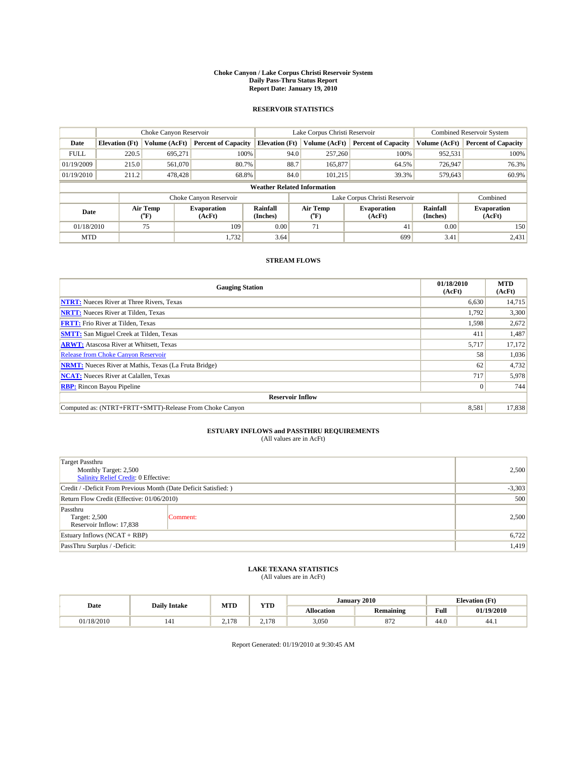# Choke Canyon / Lake Corpus Christi Reservoir System
## Daily Pass-Thru Status Report
## Report Date: January 19, 2010

### RESERVOIR STATISTICS

| | Choke Canyon Reservoir | | | Lake Corpus Christi Reservoir | | | Combined Reservoir System | |
|---|---|---|---|---|---|---|---|---|
| Date | Elevation (Ft) | Volume (AcFt) | Percent of Capacity | Elevation (Ft) | Volume (AcFt) | Percent of Capacity | Volume (AcFt) | Percent of Capacity |
| FULL | 220.5 | 695,271 | 100% | 94.0 | 257,260 | 100% | 952,531 | 100% |
| 01/19/2009 | 215.0 | 561,070 | 80.7% | 88.7 | 165,877 | 64.5% | 726,947 | 76.3% |
| 01/19/2010 | 211.2 | 478,428 | 68.8% | 84.0 | 101,215 | 39.3% | 579,643 | 60.9% |

**Weather Related Information**

| | Choke Canyon Reservoir | | | Lake Corpus Christi Reservoir | | | Combined |
|---|---|---|---|---|---|---|---|
| Date | Air Temp (°F) | Evaporation (AcFt) | Rainfall (Inches) | Air Temp (°F) | Evaporation (AcFt) | Rainfall (Inches) | Evaporation (AcFt) |
| 01/18/2010 | 75 | 109 | 0.00 | 71 | 41 | 0.00 | 150 |
| MTD | | 1,732 | 3.64 | | 699 | 3.41 | 2,431 |

### STREAM FLOWS

| Gauging Station | 01/18/2010 (AcFt) | MTD (AcFt) |
|---|---|---|
| NTRT: Nueces River at Three Rivers, Texas | 6,630 | 14,715 |
| NRTT: Nueces River at Tilden, Texas | 1,792 | 3,300 |
| FRTT: Frio River at Tilden, Texas | 1,598 | 2,672 |
| SMTT: San Miguel Creek at Tilden, Texas | 411 | 1,487 |
| ARWT: Atascosa River at Whitsett, Texas | 5,717 | 17,172 |
| Release from Choke Canyon Reservoir | 58 | 1,036 |
| NRMT: Nueces River at Mathis, Texas (La Fruta Bridge) | 62 | 4,732 |
| NCAT: Nueces River at Calallen, Texas | 717 | 5,978 |
| RBP: Rincon Bayou Pipeline | 0 | 744 |
| **Reservoir Inflow** | | |
| Computed as: (NTRT+FRTT+SMTT)-Release From Choke Canyon | 8,581 | 17,838 |

### ESTUARY INFLOWS and PASSTHRU REQUIREMENTS
(All values are in AcFt)

| | | |
|---|---|---|
| Target Passthru<br>Monthly Target: 2,500<br>Salinity Relief Credit: 0 Effective: | | 2,500 |
| Credit / -Deficit From Previous Month (Date Deficit Satisfied: ) | | -3,303 |
| Return Flow Credit (Effective: 01/06/2010) | | 500 |
| Passthru<br>Target: 2,500<br>Reservoir Inflow: 17,838 | Comment: | 2,500 |
| Estuary Inflows (NCAT + RBP) | | 6,722 |
| PassThru Surplus / -Deficit: | | 1,419 |

### LAKE TEXANA STATISTICS
(All values are in AcFt)

| Date | Daily Intake | MTD | YTD | January 2010 | | Elevation (Ft) | |
|---|---|---|---|---|---|---|---|
| | | | | Allocation | Remaining | Full | 01/19/2010 |
| 01/18/2010 | 141 | 2,178 | 2,178 | 3,050 | 872 | 44.0 | 44.1 |

Report Generated: 01/19/2010 at 9:30:45 AM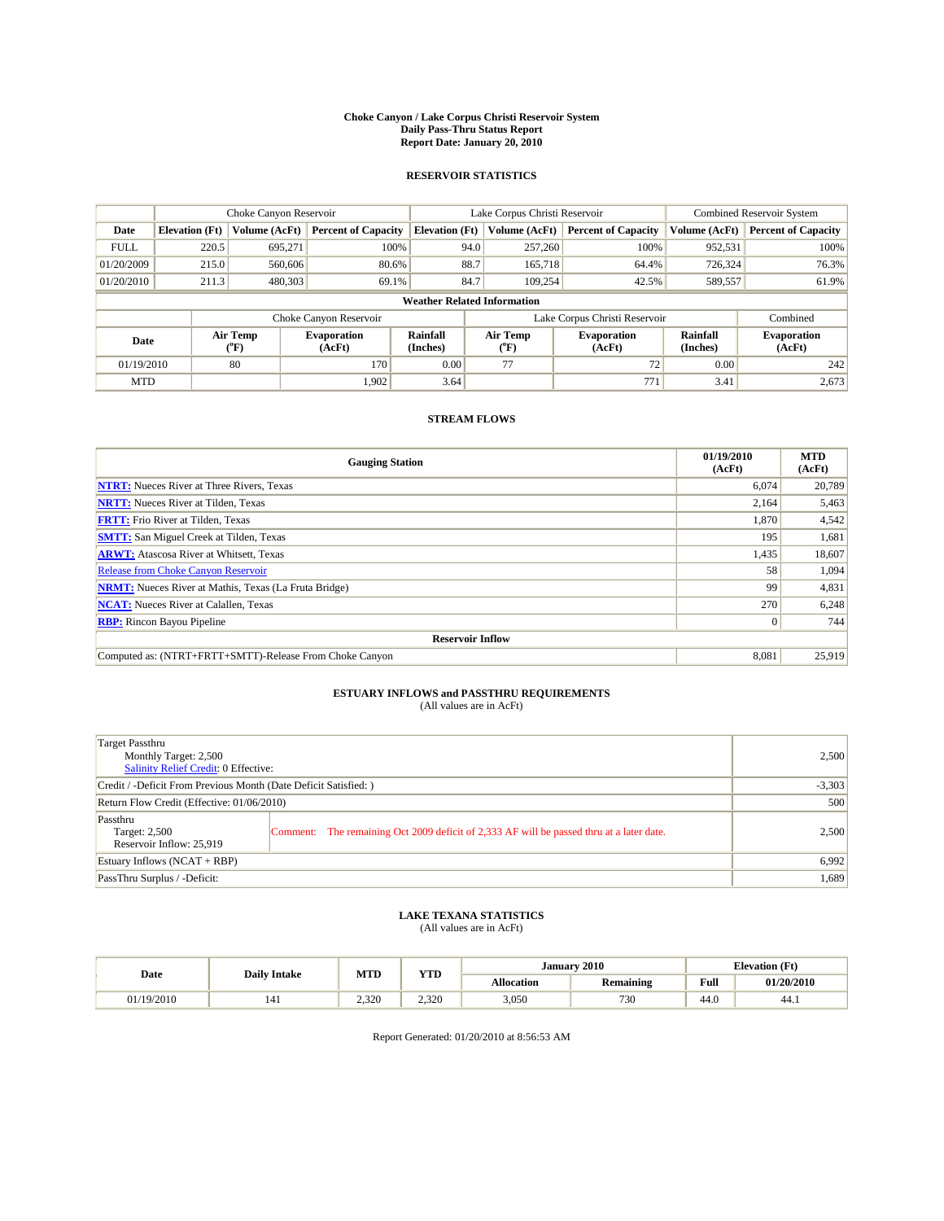**Choke Canyon / Lake Corpus Christi Reservoir System**
**Daily Pass-Thru Status Report**
**Report Date: January 20, 2010**

## RESERVOIR STATISTICS

| | Choke Canyon Reservoir | | | Lake Corpus Christi Reservoir | | | Combined Reservoir System | |
|---|---|---|---|---|---|---|---|---|
| **Date** | **Elevation (Ft)** | **Volume (AcFt)** | **Percent of Capacity** | **Elevation (Ft)** | **Volume (AcFt)** | **Percent of Capacity** | **Volume (AcFt)** | **Percent of Capacity** |
| FULL | 220.5 | 695,271 | 100% | 94.0 | 257,260 | 100% | 952,531 | 100% |
| 01/20/2009 | 215.0 | 560,606 | 80.6% | 88.7 | 165,718 | 64.4% | 726,324 | 76.3% |
| 01/20/2010 | 211.3 | 480,303 | 69.1% | 84.7 | 109,254 | 42.5% | 589,557 | 61.9% |

**Weather Related Information**

| | Choke Canyon Reservoir | | | Lake Corpus Christi Reservoir | | | Combined |
|---|---|---|---|---|---|---|---|
| **Date** | **Air Temp (°F)** | **Evaporation (AcFt)** | **Rainfall (Inches)** | **Air Temp (°F)** | **Evaporation (AcFt)** | **Rainfall (Inches)** | **Evaporation (AcFt)** |
| 01/19/2010 | 80 | 170 | 0.00 | 77 | 72 | 0.00 | 242 |
| MTD | | 1,902 | 3.64 | | 771 | 3.41 | 2,673 |

## STREAM FLOWS

| Gauging Station | 01/19/2010 (AcFt) | MTD (AcFt) |
|---|---|---|
| NTRT: Nueces River at Three Rivers, Texas | 6,074 | 20,789 |
| NRTT: Nueces River at Tilden, Texas | 2,164 | 5,463 |
| FRTT: Frio River at Tilden, Texas | 1,870 | 4,542 |
| SMTT: San Miguel Creek at Tilden, Texas | 195 | 1,681 |
| ARWT: Atascosa River at Whitsett, Texas | 1,435 | 18,607 |
| Release from Choke Canyon Reservoir | 58 | 1,094 |
| NRMT: Nueces River at Mathis, Texas (La Fruta Bridge) | 99 | 4,831 |
| NCAT: Nueces River at Calallen, Texas | 270 | 6,248 |
| RBP: Rincon Bayou Pipeline | 0 | 744 |
| **Reservoir Inflow** | | |
| Computed as: (NTRT+FRTT+SMTT)-Release From Choke Canyon | 8,081 | 25,919 |

## ESTUARY INFLOWS and PASSTHRU REQUIREMENTS
(All values are in AcFt)

| | | |
|---|---|---|
| Target Passthru<br>Monthly Target: 2,500<br>Salinity Relief Credit: 0 Effective: | | 2,500 |
| Credit / -Deficit From Previous Month (Date Deficit Satisfied: ) | | -3,303 |
| Return Flow Credit (Effective: 01/06/2010) | | 500 |
| Passthru<br>Target: 2,500<br>Reservoir Inflow: 25,919 | Comment: The remaining Oct 2009 deficit of 2,333 AF will be passed thru at a later date. | 2,500 |
| Estuary Inflows (NCAT + RBP) | | 6,992 |
| PassThru Surplus / -Deficit: | | 1,689 |

## LAKE TEXANA STATISTICS
(All values are in AcFt)

| Date | Daily Intake | MTD | YTD | January 2010 | | Elevation (Ft) | |
|---|---|---|---|---|---|---|---|
| | | | | **Allocation** | **Remaining** | **Full** | **01/20/2010** |
| 01/19/2010 | 141 | 2,320 | 2,320 | 3,050 | 730 | 44.0 | 44.1 |

Report Generated: 01/20/2010 at 8:56:53 AM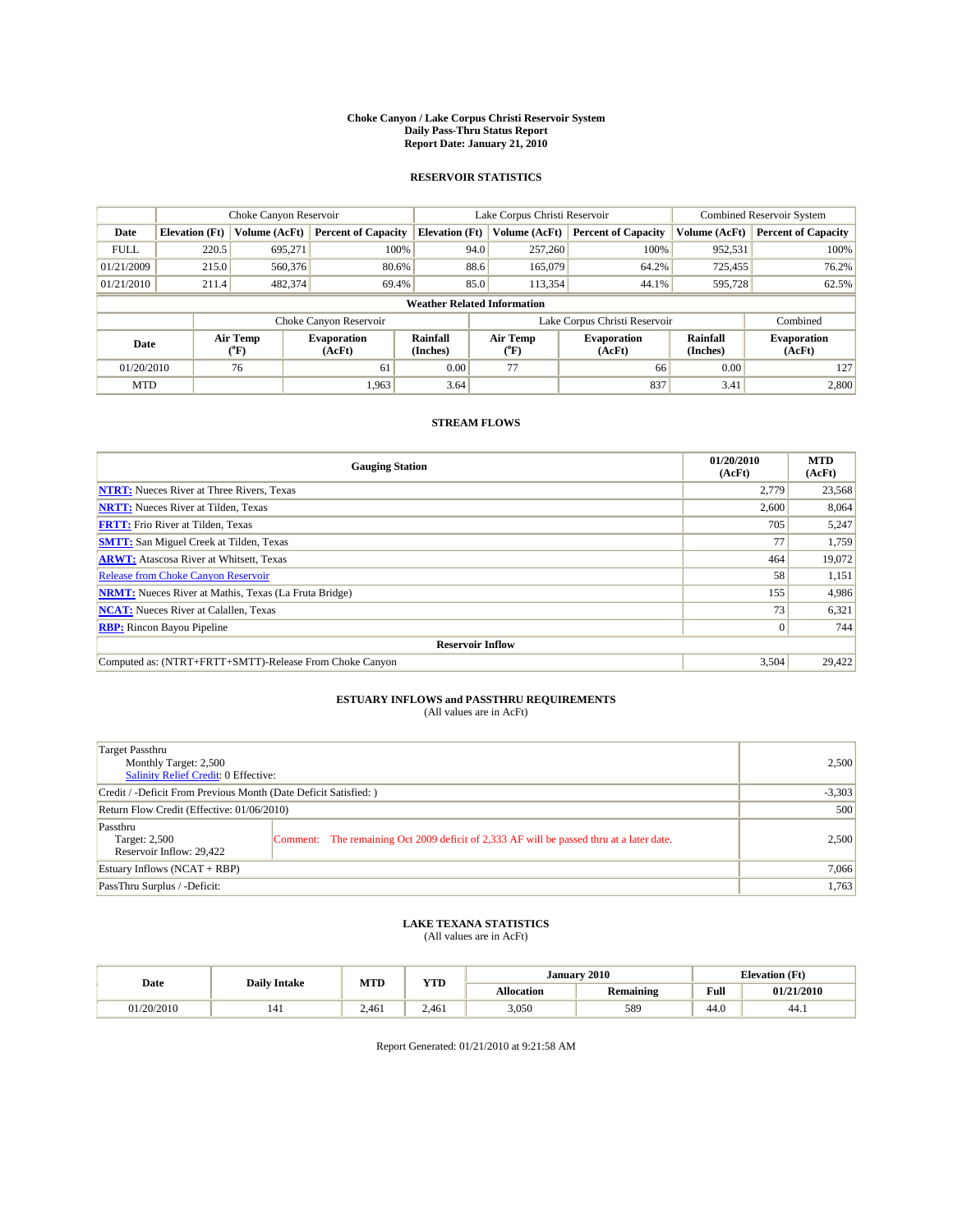# Choke Canyon / Lake Corpus Christi Reservoir System
## Daily Pass-Thru Status Report
## Report Date: January 21, 2010

### RESERVOIR STATISTICS

| | Choke Canyon Reservoir | | | Lake Corpus Christi Reservoir | | | Combined Reservoir System | |
|---|---|---|---|---|---|---|---|---|
| Date | Elevation (Ft) | Volume (AcFt) | Percent of Capacity | Elevation (Ft) | Volume (AcFt) | Percent of Capacity | Volume (AcFt) | Percent of Capacity |
| FULL | 220.5 | 695,271 | 100% | 94.0 | 257,260 | 100% | 952,531 | 100% |
| 01/21/2009 | 215.0 | 560,376 | 80.6% | 88.6 | 165,079 | 64.2% | 725,455 | 76.2% |
| 01/21/2010 | 211.4 | 482,374 | 69.4% | 85.0 | 113,354 | 44.1% | 595,728 | 62.5% |

**Weather Related Information**

| | Choke Canyon Reservoir | | | Lake Corpus Christi Reservoir | | | Combined |
|---|---|---|---|---|---|---|---|
| Date | Air Temp (°F) | Evaporation (AcFt) | Rainfall (Inches) | Air Temp (°F) | Evaporation (AcFt) | Rainfall (Inches) | Evaporation (AcFt) |
| 01/20/2010 | 76 | 61 | 0.00 | 77 | 66 | 0.00 | 127 |
| MTD | | 1,963 | 3.64 | | 837 | 3.41 | 2,800 |

### STREAM FLOWS

| Gauging Station | 01/20/2010 (AcFt) | MTD (AcFt) |
|---|---|---|
| NTRT: Nueces River at Three Rivers, Texas | 2,779 | 23,568 |
| NRTT: Nueces River at Tilden, Texas | 2,600 | 8,064 |
| FRTT: Frio River at Tilden, Texas | 705 | 5,247 |
| SMTT: San Miguel Creek at Tilden, Texas | 77 | 1,759 |
| ARWT: Atascosa River at Whitsett, Texas | 464 | 19,072 |
| Release from Choke Canyon Reservoir | 58 | 1,151 |
| NRMT: Nueces River at Mathis, Texas (La Fruta Bridge) | 155 | 4,986 |
| NCAT: Nueces River at Calallen, Texas | 73 | 6,321 |
| RBP: Rincon Bayou Pipeline | 0 | 744 |
| **Reservoir Inflow** | | |
| Computed as: (NTRT+FRTT+SMTT)-Release From Choke Canyon | 3,504 | 29,422 |

### ESTUARY INFLOWS and PASSTHRU REQUIREMENTS
(All values are in AcFt)

| | | |
|---|---|---|
| Target Passthru<br>Monthly Target: 2,500<br>Salinity Relief Credit: 0 Effective: | | 2,500 |
| Credit / -Deficit From Previous Month (Date Deficit Satisfied: ) | | -3,303 |
| Return Flow Credit (Effective: 01/06/2010) | | 500 |
| Passthru<br>Target: 2,500<br>Reservoir Inflow: 29,422 | Comment: The remaining Oct 2009 deficit of 2,333 AF will be passed thru at a later date. | 2,500 |
| Estuary Inflows (NCAT + RBP) | | 7,066 |
| PassThru Surplus / -Deficit: | | 1,763 |

### LAKE TEXANA STATISTICS
(All values are in AcFt)

| Date | Daily Intake | MTD | YTD | January 2010 | | Elevation (Ft) | |
|---|---|---|---|---|---|---|---|
| | | | | Allocation | Remaining | Full | 01/21/2010 |
| 01/20/2010 | 141 | 2,461 | 2,461 | 3,050 | 589 | 44.0 | 44.1 |

Report Generated: 01/21/2010 at 9:21:58 AM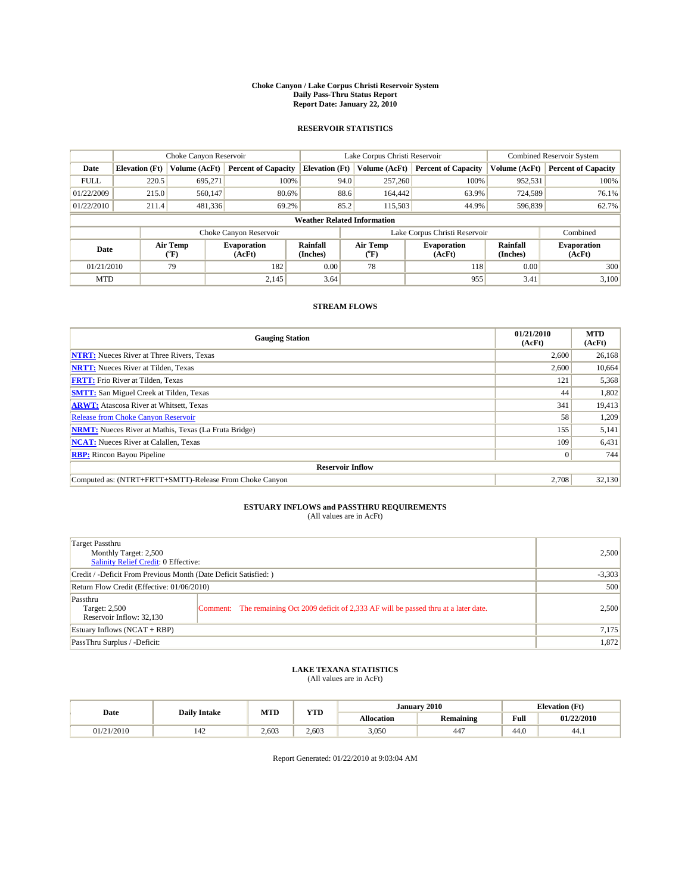# Choke Canyon / Lake Corpus Christi Reservoir System
## Daily Pass-Thru Status Report
## Report Date: January 22, 2010

### RESERVOIR STATISTICS

| | Choke Canyon Reservoir | | | Lake Corpus Christi Reservoir | | | Combined Reservoir System | |
|---|---|---|---|---|---|---|---|---|
| Date | Elevation (Ft) | Volume (AcFt) | Percent of Capacity | Elevation (Ft) | Volume (AcFt) | Percent of Capacity | Volume (AcFt) | Percent of Capacity |
| FULL | 220.5 | 695,271 | 100% | 94.0 | 257,260 | 100% | 952,531 | 100% |
| 01/22/2009 | 215.0 | 560,147 | 80.6% | 88.6 | 164,442 | 63.9% | 724,589 | 76.1% |
| 01/22/2010 | 211.4 | 481,336 | 69.2% | 85.2 | 115,503 | 44.9% | 596,839 | 62.7% |

**Weather Related Information**

| | Choke Canyon Reservoir | | | Lake Corpus Christi Reservoir | | | Combined |
|---|---|---|---|---|---|---|---|
| Date | Air Temp (°F) | Evaporation (AcFt) | Rainfall (Inches) | Air Temp (°F) | Evaporation (AcFt) | Rainfall (Inches) | Evaporation (AcFt) |
| 01/21/2010 | 79 | 182 | 0.00 | 78 | 118 | 0.00 | 300 |
| MTD | | 2,145 | 3.64 | | 955 | 3.41 | 3,100 |

### STREAM FLOWS

| Gauging Station | 01/21/2010 (AcFt) | MTD (AcFt) |
|---|---|---|
| NTRT: Nueces River at Three Rivers, Texas | 2,600 | 26,168 |
| NRTT: Nueces River at Tilden, Texas | 2,600 | 10,664 |
| FRTT: Frio River at Tilden, Texas | 121 | 5,368 |
| SMTT: San Miguel Creek at Tilden, Texas | 44 | 1,802 |
| ARWT: Atascosa River at Whitsett, Texas | 341 | 19,413 |
| Release from Choke Canyon Reservoir | 58 | 1,209 |
| NRMT: Nueces River at Mathis, Texas (La Fruta Bridge) | 155 | 5,141 |
| NCAT: Nueces River at Calallen, Texas | 109 | 6,431 |
| RBP: Rincon Bayou Pipeline | 0 | 744 |
| **Reservoir Inflow** | | |
| Computed as: (NTRT+FRTT+SMTT)-Release From Choke Canyon | 2,708 | 32,130 |

### ESTUARY INFLOWS and PASSTHRU REQUIREMENTS
(All values are in AcFt)

| | | |
|---|---|---|
| Target Passthru<br>Monthly Target: 2,500<br>Salinity Relief Credit: 0 Effective: | | 2,500 |
| Credit / -Deficit From Previous Month (Date Deficit Satisfied: ) | | -3,303 |
| Return Flow Credit (Effective: 01/06/2010) | | 500 |
| Passthru<br>Target: 2,500<br>Reservoir Inflow: 32,130 | Comment: The remaining Oct 2009 deficit of 2,333 AF will be passed thru at a later date. | 2,500 |
| Estuary Inflows (NCAT + RBP) | | 7,175 |
| PassThru Surplus / -Deficit: | | 1,872 |

### LAKE TEXANA STATISTICS
(All values are in AcFt)

| Date | Daily Intake | MTD | YTD | January 2010 | | Elevation (Ft) | |
|---|---|---|---|---|---|---|---|
| | | | | Allocation | Remaining | Full | 01/22/2010 |
| 01/21/2010 | 142 | 2,603 | 2,603 | 3,050 | 447 | 44.0 | 44.1 |

Report Generated: 01/22/2010 at 9:03:04 AM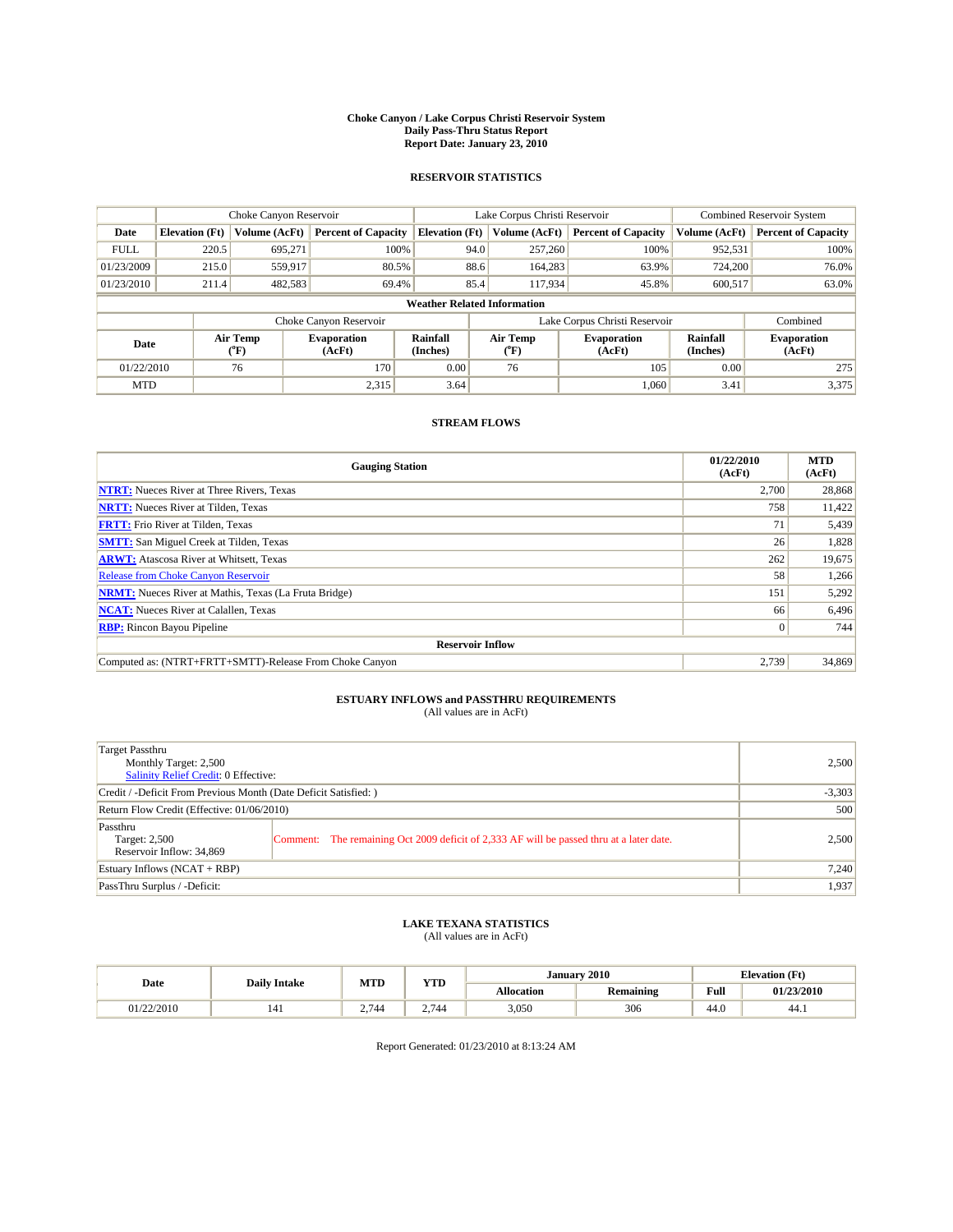# Choke Canyon / Lake Corpus Christi Reservoir System
## Daily Pass-Thru Status Report
## Report Date: January 23, 2010

### RESERVOIR STATISTICS

| | Choke Canyon Reservoir | | | Lake Corpus Christi Reservoir | | | Combined Reservoir System | |
|---|---|---|---|---|---|---|---|---|
| Date | Elevation (Ft) | Volume (AcFt) | Percent of Capacity | Elevation (Ft) | Volume (AcFt) | Percent of Capacity | Volume (AcFt) | Percent of Capacity |
| FULL | 220.5 | 695,271 | 100% | 94.0 | 257,260 | 100% | 952,531 | 100% |
| 01/23/2009 | 215.0 | 559,917 | 80.5% | 88.6 | 164,283 | 63.9% | 724,200 | 76.0% |
| 01/23/2010 | 211.4 | 482,583 | 69.4% | 85.4 | 117,934 | 45.8% | 600,517 | 63.0% |

**Weather Related Information**

| | Choke Canyon Reservoir | | | Lake Corpus Christi Reservoir | | | Combined |
|---|---|---|---|---|---|---|---|
| Date | Air Temp (°F) | Evaporation (AcFt) | Rainfall (Inches) | Air Temp (°F) | Evaporation (AcFt) | Rainfall (Inches) | Evaporation (AcFt) |
| 01/22/2010 | 76 | 170 | 0.00 | 76 | 105 | 0.00 | 275 |
| MTD | | 2,315 | 3.64 | | 1,060 | 3.41 | 3,375 |

### STREAM FLOWS

| Gauging Station | 01/22/2010 (AcFt) | MTD (AcFt) |
|---|---|---|
| NTRT: Nueces River at Three Rivers, Texas | 2,700 | 28,868 |
| NRTT: Nueces River at Tilden, Texas | 758 | 11,422 |
| FRTT: Frio River at Tilden, Texas | 71 | 5,439 |
| SMTT: San Miguel Creek at Tilden, Texas | 26 | 1,828 |
| ARWT: Atascosa River at Whitsett, Texas | 262 | 19,675 |
| Release from Choke Canyon Reservoir | 58 | 1,266 |
| NRMT: Nueces River at Mathis, Texas (La Fruta Bridge) | 151 | 5,292 |
| NCAT: Nueces River at Calallen, Texas | 66 | 6,496 |
| RBP: Rincon Bayou Pipeline | 0 | 744 |
| **Reservoir Inflow** | | |
| Computed as: (NTRT+FRTT+SMTT)-Release From Choke Canyon | 2,739 | 34,869 |

### ESTUARY INFLOWS and PASSTHRU REQUIREMENTS
(All values are in AcFt)

| | | |
|---|---|---|
| Target Passthru<br>Monthly Target: 2,500<br>Salinity Relief Credit: 0 Effective: | | 2,500 |
| Credit / -Deficit From Previous Month (Date Deficit Satisfied: ) | | -3,303 |
| Return Flow Credit (Effective: 01/06/2010) | | 500 |
| Passthru<br>Target: 2,500<br>Reservoir Inflow: 34,869 | Comment: The remaining Oct 2009 deficit of 2,333 AF will be passed thru at a later date. | 2,500 |
| Estuary Inflows (NCAT + RBP) | | 7,240 |
| PassThru Surplus / -Deficit: | | 1,937 |

### LAKE TEXANA STATISTICS
(All values are in AcFt)

| Date | Daily Intake | MTD | YTD | January 2010 | | Elevation (Ft) | |
|---|---|---|---|---|---|---|---|
| | | | | Allocation | Remaining | Full | 01/23/2010 |
| 01/22/2010 | 141 | 2,744 | 2,744 | 3,050 | 306 | 44.0 | 44.1 |

Report Generated: 01/23/2010 at 8:13:24 AM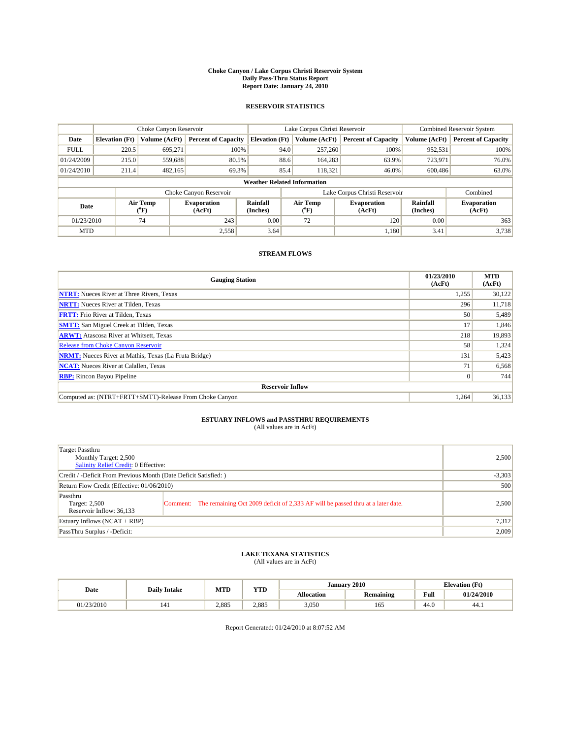**Choke Canyon / Lake Corpus Christi Reservoir System**
**Daily Pass-Thru Status Report**
**Report Date: January 24, 2010**

## RESERVOIR STATISTICS

| | Choke Canyon Reservoir | | | Lake Corpus Christi Reservoir | | | Combined Reservoir System | |
|---|---|---|---|---|---|---|---|---|
| Date | Elevation (Ft) | Volume (AcFt) | Percent of Capacity | Elevation (Ft) | Volume (AcFt) | Percent of Capacity | Volume (AcFt) | Percent of Capacity |
| FULL | 220.5 | 695,271 | 100% | 94.0 | 257,260 | 100% | 952,531 | 100% |
| 01/24/2009 | 215.0 | 559,688 | 80.5% | 88.6 | 164,283 | 63.9% | 723,971 | 76.0% |
| 01/24/2010 | 211.4 | 482,165 | 69.3% | 85.4 | 118,321 | 46.0% | 600,486 | 63.0% |

**Weather Related Information**

| | Choke Canyon Reservoir | | | Lake Corpus Christi Reservoir | | | Combined |
|---|---|---|---|---|---|---|---|
| Date | Air Temp (°F) | Evaporation (AcFt) | Rainfall (Inches) | Air Temp (°F) | Evaporation (AcFt) | Rainfall (Inches) | Evaporation (AcFt) |
| 01/23/2010 | 74 | 243 | 0.00 | 72 | 120 | 0.00 | 363 |
| MTD | | 2,558 | 3.64 | | 1,180 | 3.41 | 3,738 |

## STREAM FLOWS

| Gauging Station | 01/23/2010 (AcFt) | MTD (AcFt) |
|---|---|---|
| NTRT: Nueces River at Three Rivers, Texas | 1,255 | 30,122 |
| NRTT: Nueces River at Tilden, Texas | 296 | 11,718 |
| FRTT: Frio River at Tilden, Texas | 50 | 5,489 |
| SMTT: San Miguel Creek at Tilden, Texas | 17 | 1,846 |
| ARWT: Atascosa River at Whitsett, Texas | 218 | 19,893 |
| Release from Choke Canyon Reservoir | 58 | 1,324 |
| NRMT: Nueces River at Mathis, Texas (La Fruta Bridge) | 131 | 5,423 |
| NCAT: Nueces River at Calallen, Texas | 71 | 6,568 |
| RBP: Rincon Bayou Pipeline | 0 | 744 |
| **Reservoir Inflow** | | |
| Computed as: (NTRT+FRTT+SMTT)-Release From Choke Canyon | 1,264 | 36,133 |

## ESTUARY INFLOWS and PASSTHRU REQUIREMENTS
(All values are in AcFt)

| | | |
|---|---|---|
| Target Passthru<br>Monthly Target: 2,500<br>Salinity Relief Credit: 0 Effective: | | 2,500 |
| Credit / -Deficit From Previous Month (Date Deficit Satisfied: ) | | -3,303 |
| Return Flow Credit (Effective: 01/06/2010) | | 500 |
| Passthru<br>Target: 2,500<br>Reservoir Inflow: 36,133 | Comment: The remaining Oct 2009 deficit of 2,333 AF will be passed thru at a later date. | 2,500 |
| Estuary Inflows (NCAT + RBP) | | 7,312 |
| PassThru Surplus / -Deficit: | | 2,009 |

## LAKE TEXANA STATISTICS
(All values are in AcFt)

| Date | Daily Intake | MTD | YTD | January 2010 | | Elevation (Ft) | |
|---|---|---|---|---|---|---|---|
| | | | | Allocation | Remaining | Full | 01/24/2010 |
| 01/23/2010 | 141 | 2,885 | 2,885 | 3,050 | 165 | 44.0 | 44.1 |

Report Generated: 01/24/2010 at 8:07:52 AM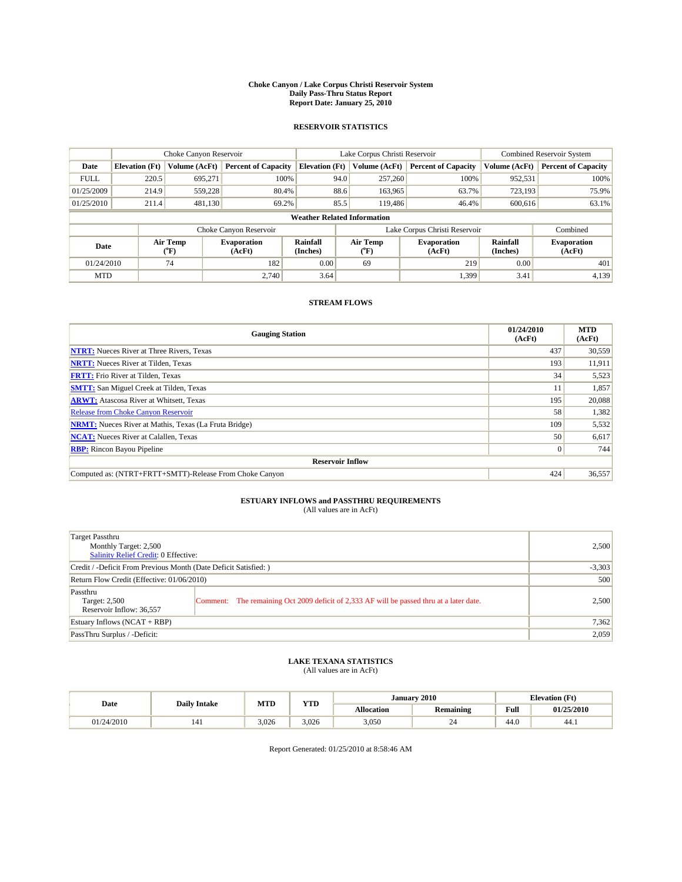# Choke Canyon / Lake Corpus Christi Reservoir System
## Daily Pass-Thru Status Report
## Report Date: January 25, 2010

### RESERVOIR STATISTICS

| | Choke Canyon Reservoir | | | Lake Corpus Christi Reservoir | | | Combined Reservoir System | |
|---|---|---|---|---|---|---|---|---|
| Date | Elevation (Ft) | Volume (AcFt) | Percent of Capacity | Elevation (Ft) | Volume (AcFt) | Percent of Capacity | Volume (AcFt) | Percent of Capacity |
| FULL | 220.5 | 695,271 | 100% | 94.0 | 257,260 | 100% | 952,531 | 100% |
| 01/25/2009 | 214.9 | 559,228 | 80.4% | 88.6 | 163,965 | 63.7% | 723,193 | 75.9% |
| 01/25/2010 | 211.4 | 481,130 | 69.2% | 85.5 | 119,486 | 46.4% | 600,616 | 63.1% |

**Weather Related Information**

| | Choke Canyon Reservoir | | | Lake Corpus Christi Reservoir | | | Combined |
|---|---|---|---|---|---|---|---|
| Date | Air Temp (°F) | Evaporation (AcFt) | Rainfall (Inches) | Air Temp (°F) | Evaporation (AcFt) | Rainfall (Inches) | Evaporation (AcFt) |
| 01/24/2010 | 74 | 182 | 0.00 | 69 | 219 | 0.00 | 401 |
| MTD | | 2,740 | 3.64 | | 1,399 | 3.41 | 4,139 |

### STREAM FLOWS

| Gauging Station | 01/24/2010 (AcFt) | MTD (AcFt) |
|---|---|---|
| NTRT: Nueces River at Three Rivers, Texas | 437 | 30,559 |
| NRTT: Nueces River at Tilden, Texas | 193 | 11,911 |
| FRTT: Frio River at Tilden, Texas | 34 | 5,523 |
| SMTT: San Miguel Creek at Tilden, Texas | 11 | 1,857 |
| ARWT: Atascosa River at Whitsett, Texas | 195 | 20,088 |
| Release from Choke Canyon Reservoir | 58 | 1,382 |
| NRMT: Nueces River at Mathis, Texas (La Fruta Bridge) | 109 | 5,532 |
| NCAT: Nueces River at Calallen, Texas | 50 | 6,617 |
| RBP: Rincon Bayou Pipeline | 0 | 744 |
| **Reservoir Inflow** | | |
| Computed as: (NTRT+FRTT+SMTT)-Release From Choke Canyon | 424 | 36,557 |

### ESTUARY INFLOWS and PASSTHRU REQUIREMENTS
(All values are in AcFt)

| | |
|---|---|
| Target Passthru<br>Monthly Target: 2,500<br>Salinity Relief Credit: 0 Effective: | 2,500 |
| Credit / -Deficit From Previous Month (Date Deficit Satisfied: ) | -3,303 |
| Return Flow Credit (Effective: 01/06/2010) | 500 |
| Passthru<br>Target: 2,500<br>Reservoir Inflow: 36,557<br>Comment: The remaining Oct 2009 deficit of 2,333 AF will be passed thru at a later date. | 2,500 |
| Estuary Inflows (NCAT + RBP) | 7,362 |
| PassThru Surplus / -Deficit: | 2,059 |

### LAKE TEXANA STATISTICS
(All values are in AcFt)

| Date | Daily Intake | MTD | YTD | January 2010 | | Elevation (Ft) | |
|---|---|---|---|---|---|---|---|
| | | | | Allocation | Remaining | Full | 01/25/2010 |
| 01/24/2010 | 141 | 3,026 | 3,026 | 3,050 | 24 | 44.0 | 44.1 |

Report Generated: 01/25/2010 at 8:58:46 AM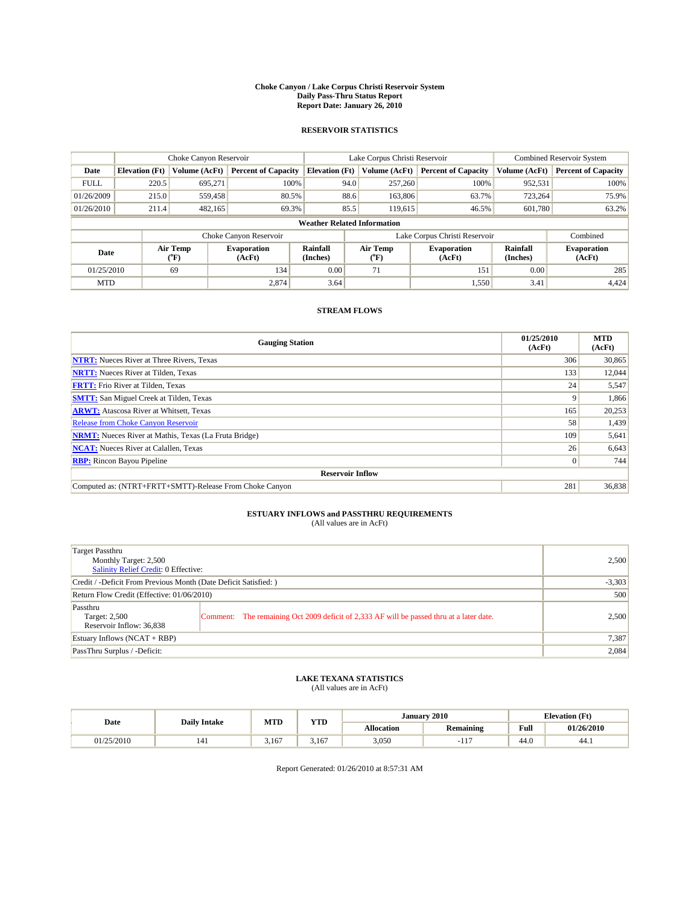**Choke Canyon / Lake Corpus Christi Reservoir System**
**Daily Pass-Thru Status Report**
**Report Date: January 26, 2010**

## RESERVOIR STATISTICS

| | Choke Canyon Reservoir | | | Lake Corpus Christi Reservoir | | | Combined Reservoir System | |
|---|---|---|---|---|---|---|---|---|
| **Date** | **Elevation (Ft)** | **Volume (AcFt)** | **Percent of Capacity** | **Elevation (Ft)** | **Volume (AcFt)** | **Percent of Capacity** | **Volume (AcFt)** | **Percent of Capacity** |
| FULL | 220.5 | 695,271 | 100% | 94.0 | 257,260 | 100% | 952,531 | 100% |
| 01/26/2009 | 215.0 | 559,458 | 80.5% | 88.6 | 163,806 | 63.7% | 723,264 | 75.9% |
| 01/26/2010 | 211.4 | 482,165 | 69.3% | 85.5 | 119,615 | 46.5% | 601,780 | 63.2% |

**Weather Related Information**

| | Choke Canyon Reservoir | | | Lake Corpus Christi Reservoir | | | Combined |
|---|---|---|---|---|---|---|---|
| **Date** | **Air Temp (°F)** | **Evaporation (AcFt)** | **Rainfall (Inches)** | **Air Temp (°F)** | **Evaporation (AcFt)** | **Rainfall (Inches)** | **Evaporation (AcFt)** |
| 01/25/2010 | 69 | 134 | 0.00 | 71 | 151 | 0.00 | 285 |
| MTD | | 2,874 | 3.64 | | 1,550 | 3.41 | 4,424 |

## STREAM FLOWS

| Gauging Station | 01/25/2010 (AcFt) | MTD (AcFt) |
|---|---|---|
| **NTRT:** Nueces River at Three Rivers, Texas | 306 | 30,865 |
| **NRTT:** Nueces River at Tilden, Texas | 133 | 12,044 |
| **FRTT:** Frio River at Tilden, Texas | 24 | 5,547 |
| **SMTT:** San Miguel Creek at Tilden, Texas | 9 | 1,866 |
| **ARWT:** Atascosa River at Whitsett, Texas | 165 | 20,253 |
| Release from Choke Canyon Reservoir | 58 | 1,439 |
| **NRMT:** Nueces River at Mathis, Texas (La Fruta Bridge) | 109 | 5,641 |
| **NCAT:** Nueces River at Calallen, Texas | 26 | 6,643 |
| **RBP:** Rincon Bayou Pipeline | 0 | 744 |
| **Reservoir Inflow** | | |
| Computed as: (NTRT+FRTT+SMTT)-Release From Choke Canyon | 281 | 36,838 |

## ESTUARY INFLOWS and PASSTHRU REQUIREMENTS
(All values are in AcFt)

| | |
|---|---|
| Target Passthru<br>Monthly Target: 2,500<br>Salinity Relief Credit: 0 Effective: | 2,500 |
| Credit / -Deficit From Previous Month (Date Deficit Satisfied: ) | -3,303 |
| Return Flow Credit (Effective: 01/06/2010) | 500 |
| Passthru<br>Target: 2,500<br>Reservoir Inflow: 36,838 — Comment: The remaining Oct 2009 deficit of 2,333 AF will be passed thru at a later date. | 2,500 |
| Estuary Inflows (NCAT + RBP) | 7,387 |
| PassThru Surplus / -Deficit: | 2,084 |

## LAKE TEXANA STATISTICS
(All values are in AcFt)

| Date | Daily Intake | MTD | YTD | January 2010 | | Elevation (Ft) | |
|---|---|---|---|---|---|---|---|
| | | | | **Allocation** | **Remaining** | **Full** | **01/26/2010** |
| 01/25/2010 | 141 | 3,167 | 3,167 | 3,050 | -117 | 44.0 | 44.1 |

Report Generated: 01/26/2010 at 8:57:31 AM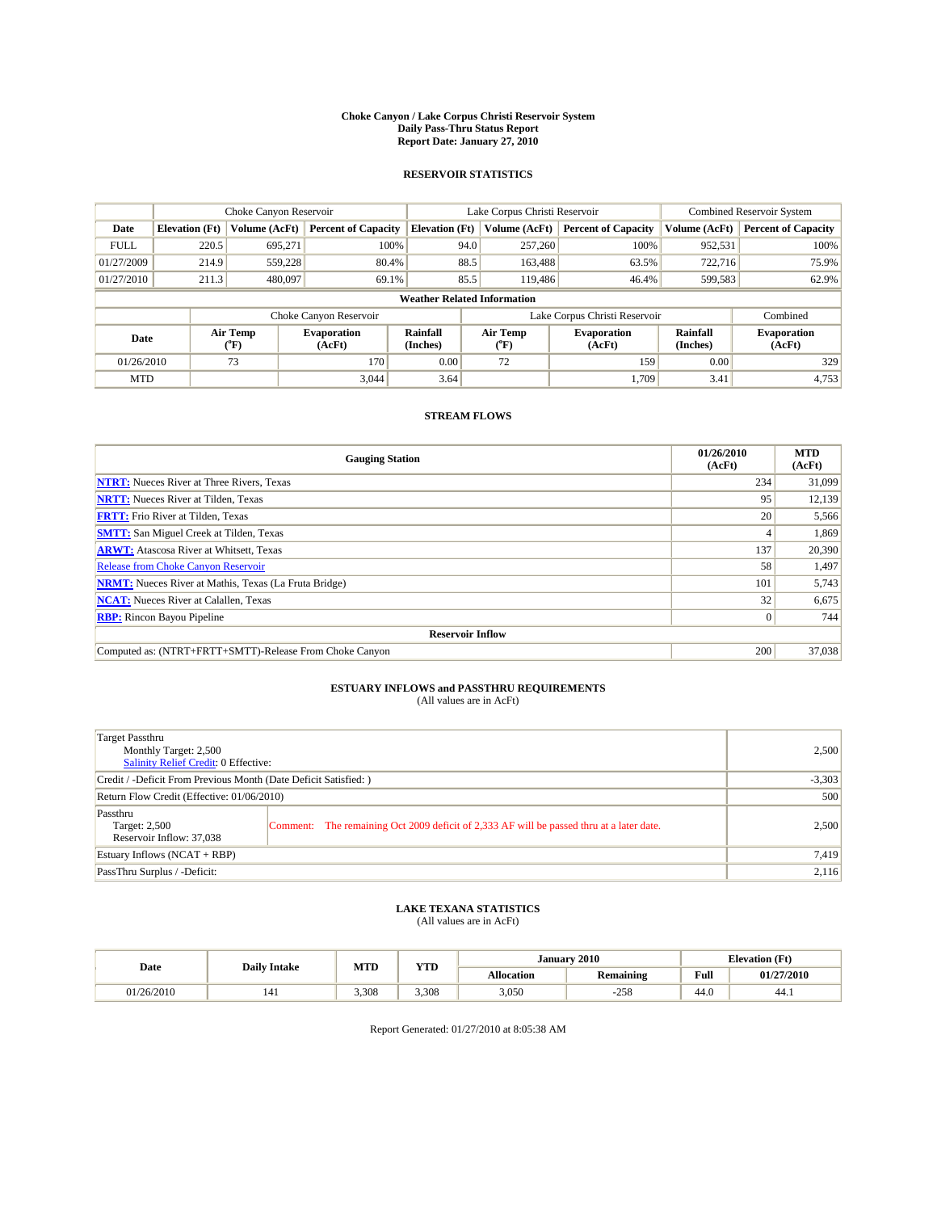# Choke Canyon / Lake Corpus Christi Reservoir System
## Daily Pass-Thru Status Report
### Report Date: January 27, 2010

## RESERVOIR STATISTICS

| | Choke Canyon Reservoir | | | Lake Corpus Christi Reservoir | | | Combined Reservoir System | |
|---|---|---|---|---|---|---|---|---|
| Date | Elevation (Ft) | Volume (AcFt) | Percent of Capacity | Elevation (Ft) | Volume (AcFt) | Percent of Capacity | Volume (AcFt) | Percent of Capacity |
| FULL | 220.5 | 695,271 | 100% | 94.0 | 257,260 | 100% | 952,531 | 100% |
| 01/27/2009 | 214.9 | 559,228 | 80.4% | 88.5 | 163,488 | 63.5% | 722,716 | 75.9% |
| 01/27/2010 | 211.3 | 480,097 | 69.1% | 85.5 | 119,486 | 46.4% | 599,583 | 62.9% |

**Weather Related Information**

| | Choke Canyon Reservoir | | | Lake Corpus Christi Reservoir | | | Combined |
|---|---|---|---|---|---|---|---|
| Date | Air Temp (°F) | Evaporation (AcFt) | Rainfall (Inches) | Air Temp (°F) | Evaporation (AcFt) | Rainfall (Inches) | Evaporation (AcFt) |
| 01/26/2010 | 73 | 170 | 0.00 | 72 | 159 | 0.00 | 329 |
| MTD | | 3,044 | 3.64 | | 1,709 | 3.41 | 4,753 |

## STREAM FLOWS

| Gauging Station | 01/26/2010 (AcFt) | MTD (AcFt) |
|---|---|---|
| NTRT: Nueces River at Three Rivers, Texas | 234 | 31,099 |
| NRTT: Nueces River at Tilden, Texas | 95 | 12,139 |
| FRTT: Frio River at Tilden, Texas | 20 | 5,566 |
| SMTT: San Miguel Creek at Tilden, Texas | 4 | 1,869 |
| ARWT: Atascosa River at Whitsett, Texas | 137 | 20,390 |
| Release from Choke Canyon Reservoir | 58 | 1,497 |
| NRMT: Nueces River at Mathis, Texas (La Fruta Bridge) | 101 | 5,743 |
| NCAT: Nueces River at Calallen, Texas | 32 | 6,675 |
| RBP: Rincon Bayou Pipeline | 0 | 744 |
| **Reservoir Inflow** | | |
| Computed as: (NTRT+FRTT+SMTT)-Release From Choke Canyon | 200 | 37,038 |

## ESTUARY INFLOWS and PASSTHRU REQUIREMENTS
(All values are in AcFt)

| | | |
|---|---|---|
| Target Passthru<br>Monthly Target: 2,500<br>Salinity Relief Credit: 0 Effective: | | 2,500 |
| Credit / -Deficit From Previous Month (Date Deficit Satisfied: ) | | -3,303 |
| Return Flow Credit (Effective: 01/06/2010) | | 500 |
| Passthru<br>Target: 2,500<br>Reservoir Inflow: 37,038 | Comment: The remaining Oct 2009 deficit of 2,333 AF will be passed thru at a later date. | 2,500 |
| Estuary Inflows (NCAT + RBP) | | 7,419 |
| PassThru Surplus / -Deficit: | | 2,116 |

## LAKE TEXANA STATISTICS
(All values are in AcFt)

| Date | Daily Intake | MTD | YTD | January 2010 | | Elevation (Ft) | |
|---|---|---|---|---|---|---|---|
| | | | | Allocation | Remaining | Full | 01/27/2010 |
| 01/26/2010 | 141 | 3,308 | 3,308 | 3,050 | -258 | 44.0 | 44.1 |

Report Generated: 01/27/2010 at 8:05:38 AM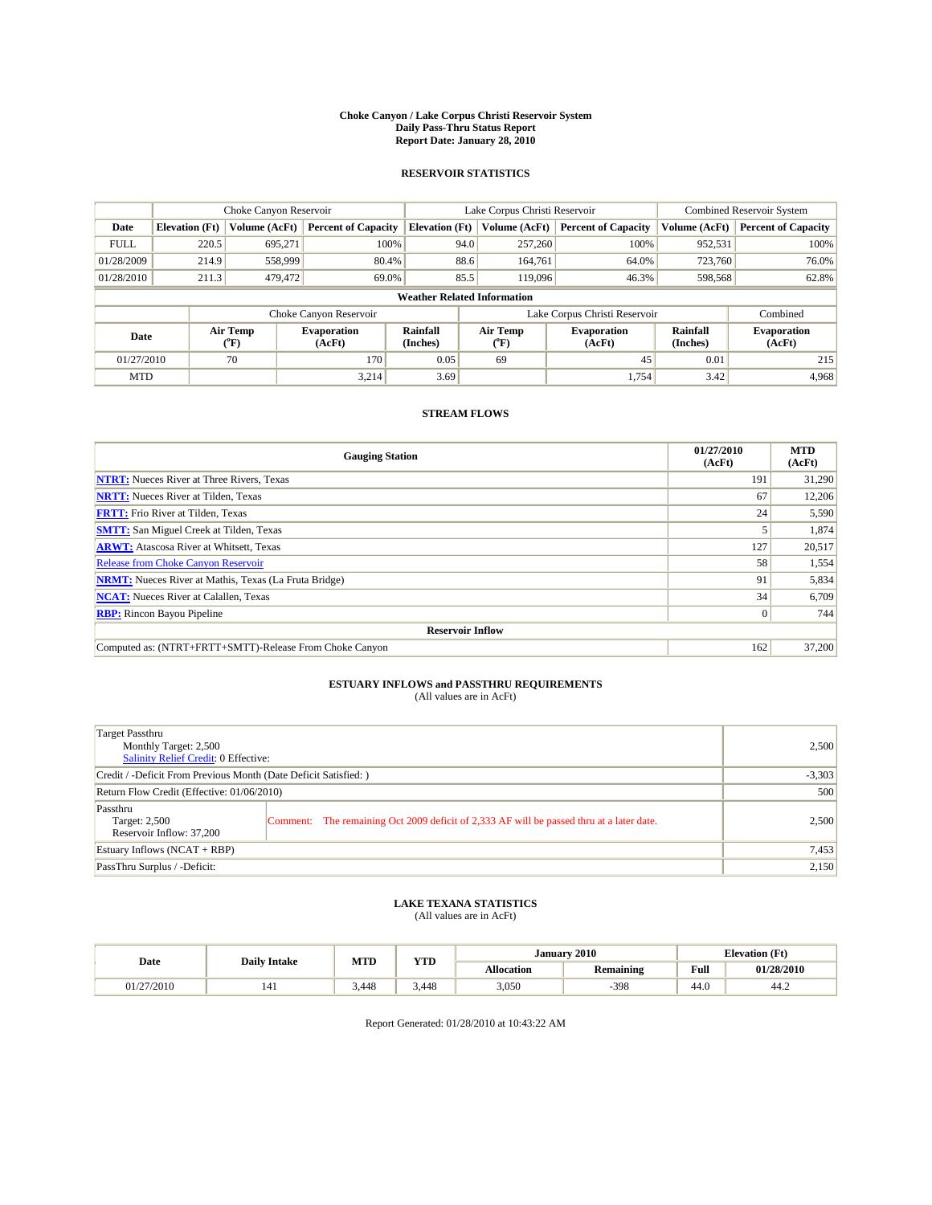**Choke Canyon / Lake Corpus Christi Reservoir System**
**Daily Pass-Thru Status Report**
**Report Date: January 28, 2010**

## RESERVOIR STATISTICS

| | Choke Canyon Reservoir | | | Lake Corpus Christi Reservoir | | | Combined Reservoir System | |
|---|---|---|---|---|---|---|---|---|
| Date | Elevation (Ft) | Volume (AcFt) | Percent of Capacity | Elevation (Ft) | Volume (AcFt) | Percent of Capacity | Volume (AcFt) | Percent of Capacity |
| FULL | 220.5 | 695,271 | 100% | 94.0 | 257,260 | 100% | 952,531 | 100% |
| 01/28/2009 | 214.9 | 558,999 | 80.4% | 88.6 | 164,761 | 64.0% | 723,760 | 76.0% |
| 01/28/2010 | 211.3 | 479,472 | 69.0% | 85.5 | 119,096 | 46.3% | 598,568 | 62.8% |

**Weather Related Information**

| | Choke Canyon Reservoir | | | Lake Corpus Christi Reservoir | | | Combined |
|---|---|---|---|---|---|---|---|
| Date | Air Temp (°F) | Evaporation (AcFt) | Rainfall (Inches) | Air Temp (°F) | Evaporation (AcFt) | Rainfall (Inches) | Evaporation (AcFt) |
| 01/27/2010 | 70 | 170 | 0.05 | 69 | 45 | 0.01 | 215 |
| MTD | | 3,214 | 3.69 | | 1,754 | 3.42 | 4,968 |

## STREAM FLOWS

| Gauging Station | 01/27/2010 (AcFt) | MTD (AcFt) |
|---|---|---|
| NTRT: Nueces River at Three Rivers, Texas | 191 | 31,290 |
| NRTT: Nueces River at Tilden, Texas | 67 | 12,206 |
| FRTT: Frio River at Tilden, Texas | 24 | 5,590 |
| SMTT: San Miguel Creek at Tilden, Texas | 5 | 1,874 |
| ARWT: Atascosa River at Whitsett, Texas | 127 | 20,517 |
| Release from Choke Canyon Reservoir | 58 | 1,554 |
| NRMT: Nueces River at Mathis, Texas (La Fruta Bridge) | 91 | 5,834 |
| NCAT: Nueces River at Calallen, Texas | 34 | 6,709 |
| RBP: Rincon Bayou Pipeline | 0 | 744 |
| **Reservoir Inflow** | | |
| Computed as: (NTRT+FRTT+SMTT)-Release From Choke Canyon | 162 | 37,200 |

## ESTUARY INFLOWS and PASSTHRU REQUIREMENTS
(All values are in AcFt)

| | | |
|---|---|---|
| Target Passthru<br>Monthly Target: 2,500<br>Salinity Relief Credit: 0 Effective: | | 2,500 |
| Credit / -Deficit From Previous Month (Date Deficit Satisfied: ) | | -3,303 |
| Return Flow Credit (Effective: 01/06/2010) | | 500 |
| Passthru<br>Target: 2,500<br>Reservoir Inflow: 37,200 | Comment: The remaining Oct 2009 deficit of 2,333 AF will be passed thru at a later date. | 2,500 |
| Estuary Inflows (NCAT + RBP) | | 7,453 |
| PassThru Surplus / -Deficit: | | 2,150 |

## LAKE TEXANA STATISTICS
(All values are in AcFt)

| Date | Daily Intake | MTD | YTD | January 2010 | | Elevation (Ft) | |
|---|---|---|---|---|---|---|---|
| | | | | Allocation | Remaining | Full | 01/28/2010 |
| 01/27/2010 | 141 | 3,448 | 3,448 | 3,050 | -398 | 44.0 | 44.2 |

Report Generated: 01/28/2010 at 10:43:22 AM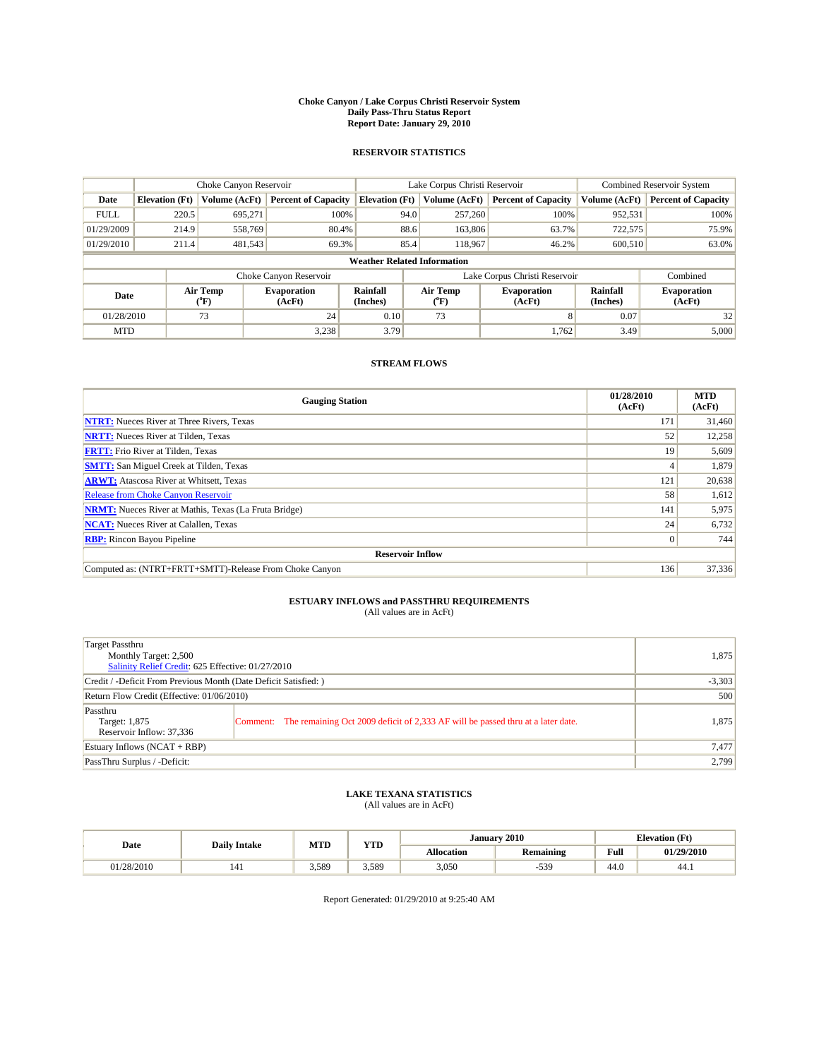**Choke Canyon / Lake Corpus Christi Reservoir System**
**Daily Pass-Thru Status Report**
**Report Date: January 29, 2010**

## RESERVOIR STATISTICS

| | Choke Canyon Reservoir | | | Lake Corpus Christi Reservoir | | | Combined Reservoir System | |
|---|---|---|---|---|---|---|---|---|
| **Date** | **Elevation (Ft)** | **Volume (AcFt)** | **Percent of Capacity** | **Elevation (Ft)** | **Volume (AcFt)** | **Percent of Capacity** | **Volume (AcFt)** | **Percent of Capacity** |
| FULL | 220.5 | 695,271 | 100% | 94.0 | 257,260 | 100% | 952,531 | 100% |
| 01/29/2009 | 214.9 | 558,769 | 80.4% | 88.6 | 163,806 | 63.7% | 722,575 | 75.9% |
| 01/29/2010 | 211.4 | 481,543 | 69.3% | 85.4 | 118,967 | 46.2% | 600,510 | 63.0% |

**Weather Related Information**

| | Choke Canyon Reservoir | | | Lake Corpus Christi Reservoir | | | Combined |
|---|---|---|---|---|---|---|---|
| **Date** | **Air Temp (°F)** | **Evaporation (AcFt)** | **Rainfall (Inches)** | **Air Temp (°F)** | **Evaporation (AcFt)** | **Rainfall (Inches)** | **Evaporation (AcFt)** |
| 01/28/2010 | 73 | 24 | 0.10 | 73 | 8 | 0.07 | 32 |
| MTD | | 3,238 | 3.79 | | 1,762 | 3.49 | 5,000 |

## STREAM FLOWS

| Gauging Station | 01/28/2010 (AcFt) | MTD (AcFt) |
|---|---|---|
| **NTRT:** Nueces River at Three Rivers, Texas | 171 | 31,460 |
| **NRTT:** Nueces River at Tilden, Texas | 52 | 12,258 |
| **FRTT:** Frio River at Tilden, Texas | 19 | 5,609 |
| **SMTT:** San Miguel Creek at Tilden, Texas | 4 | 1,879 |
| **ARWT:** Atascosa River at Whitsett, Texas | 121 | 20,638 |
| Release from Choke Canyon Reservoir | 58 | 1,612 |
| **NRMT:** Nueces River at Mathis, Texas (La Fruta Bridge) | 141 | 5,975 |
| **NCAT:** Nueces River at Calallen, Texas | 24 | 6,732 |
| **RBP:** Rincon Bayou Pipeline | 0 | 744 |
| **Reservoir Inflow** | | |
| Computed as: (NTRT+FRTT+SMTT)-Release From Choke Canyon | 136 | 37,336 |

## ESTUARY INFLOWS and PASSTHRU REQUIREMENTS
(All values are in AcFt)

| | |
|---|---|
| Target Passthru<br>Monthly Target: 2,500<br>Salinity Relief Credit: 625 Effective: 01/27/2010 | 1,875 |
| Credit / -Deficit From Previous Month (Date Deficit Satisfied: ) | -3,303 |
| Return Flow Credit (Effective: 01/06/2010) | 500 |
| Passthru<br>Target: 1,875<br>Reservoir Inflow: 37,336<br>Comment: The remaining Oct 2009 deficit of 2,333 AF will be passed thru at a later date. | 1,875 |
| Estuary Inflows (NCAT + RBP) | 7,477 |
| PassThru Surplus / -Deficit: | 2,799 |

## LAKE TEXANA STATISTICS
(All values are in AcFt)

| Date | Daily Intake | MTD | YTD | January 2010 | | Elevation (Ft) | |
|---|---|---|---|---|---|---|---|
| | | | | **Allocation** | **Remaining** | **Full** | **01/29/2010** |
| 01/28/2010 | 141 | 3,589 | 3,589 | 3,050 | -539 | 44.0 | 44.1 |

Report Generated: 01/29/2010 at 9:25:40 AM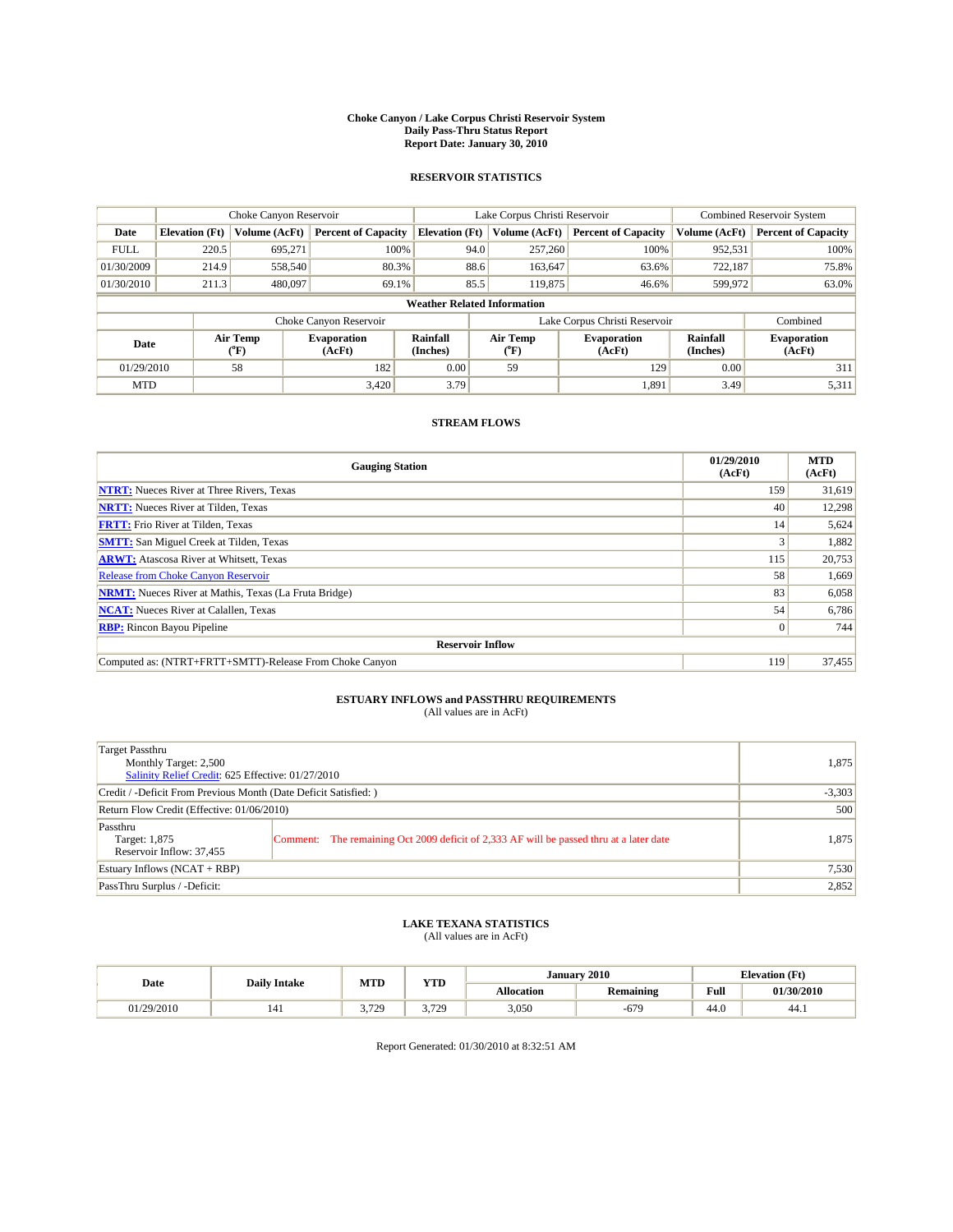# Choke Canyon / Lake Corpus Christi Reservoir System
## Daily Pass-Thru Status Report
### Report Date: January 30, 2010

## RESERVOIR STATISTICS

| | Choke Canyon Reservoir | | | Lake Corpus Christi Reservoir | | | Combined Reservoir System | |
|---|---|---|---|---|---|---|---|---|
| Date | Elevation (Ft) | Volume (AcFt) | Percent of Capacity | Elevation (Ft) | Volume (AcFt) | Percent of Capacity | Volume (AcFt) | Percent of Capacity |
| FULL | 220.5 | 695,271 | 100% | 94.0 | 257,260 | 100% | 952,531 | 100% |
| 01/30/2009 | 214.9 | 558,540 | 80.3% | 88.6 | 163,647 | 63.6% | 722,187 | 75.8% |
| 01/30/2010 | 211.3 | 480,097 | 69.1% | 85.5 | 119,875 | 46.6% | 599,972 | 63.0% |

**Weather Related Information**

| | Choke Canyon Reservoir | | | Lake Corpus Christi Reservoir | | | Combined |
|---|---|---|---|---|---|---|---|
| Date | Air Temp (°F) | Evaporation (AcFt) | Rainfall (Inches) | Air Temp (°F) | Evaporation (AcFt) | Rainfall (Inches) | Evaporation (AcFt) |
| 01/29/2010 | 58 | 182 | 0.00 | 59 | 129 | 0.00 | 311 |
| MTD | | 3,420 | 3.79 | | 1,891 | 3.49 | 5,311 |

## STREAM FLOWS

| Gauging Station | 01/29/2010 (AcFt) | MTD (AcFt) |
|---|---|---|
| NTRT: Nueces River at Three Rivers, Texas | 159 | 31,619 |
| NRTT: Nueces River at Tilden, Texas | 40 | 12,298 |
| FRTT: Frio River at Tilden, Texas | 14 | 5,624 |
| SMTT: San Miguel Creek at Tilden, Texas | 3 | 1,882 |
| ARWT: Atascosa River at Whitsett, Texas | 115 | 20,753 |
| Release from Choke Canyon Reservoir | 58 | 1,669 |
| NRMT: Nueces River at Mathis, Texas (La Fruta Bridge) | 83 | 6,058 |
| NCAT: Nueces River at Calallen, Texas | 54 | 6,786 |
| RBP: Rincon Bayou Pipeline | 0 | 744 |
| **Reservoir Inflow** | | |
| Computed as: (NTRT+FRTT+SMTT)-Release From Choke Canyon | 119 | 37,455 |

## ESTUARY INFLOWS and PASSTHRU REQUIREMENTS
(All values are in AcFt)

| | | |
|---|---|---|
| Target Passthru<br>Monthly Target: 2,500<br>Salinity Relief Credit: 625 Effective: 01/27/2010 | | 1,875 |
| Credit / -Deficit From Previous Month (Date Deficit Satisfied: ) | | -3,303 |
| Return Flow Credit (Effective: 01/06/2010) | | 500 |
| Passthru<br>Target: 1,875<br>Reservoir Inflow: 37,455 | Comment: The remaining Oct 2009 deficit of 2,333 AF will be passed thru at a later date | 1,875 |
| Estuary Inflows (NCAT + RBP) | | 7,530 |
| PassThru Surplus / -Deficit: | | 2,852 |

## LAKE TEXANA STATISTICS
(All values are in AcFt)

| Date | Daily Intake | MTD | YTD | January 2010 | | Elevation (Ft) | |
|---|---|---|---|---|---|---|---|
| | | | | Allocation | Remaining | Full | 01/30/2010 |
| 01/29/2010 | 141 | 3,729 | 3,729 | 3,050 | -679 | 44.0 | 44.1 |

Report Generated: 01/30/2010 at 8:32:51 AM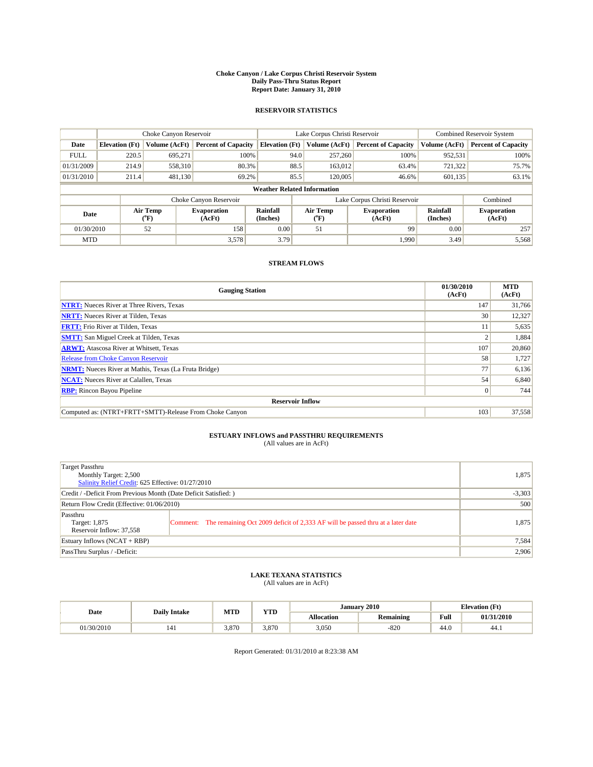**Choke Canyon / Lake Corpus Christi Reservoir System**
**Daily Pass-Thru Status Report**
**Report Date: January 31, 2010**

## RESERVOIR STATISTICS

| | Choke Canyon Reservoir | | | Lake Corpus Christi Reservoir | | | Combined Reservoir System | |
|---|---|---|---|---|---|---|---|---|
| Date | Elevation (Ft) | Volume (AcFt) | Percent of Capacity | Elevation (Ft) | Volume (AcFt) | Percent of Capacity | Volume (AcFt) | Percent of Capacity |
| FULL | 220.5 | 695,271 | 100% | 94.0 | 257,260 | 100% | 952,531 | 100% |
| 01/31/2009 | 214.9 | 558,310 | 80.3% | 88.5 | 163,012 | 63.4% | 721,322 | 75.7% |
| 01/31/2010 | 211.4 | 481,130 | 69.2% | 85.5 | 120,005 | 46.6% | 601,135 | 63.1% |

**Weather Related Information**

| | Choke Canyon Reservoir | | | Lake Corpus Christi Reservoir | | | Combined |
|---|---|---|---|---|---|---|---|
| Date | Air Temp (°F) | Evaporation (AcFt) | Rainfall (Inches) | Air Temp (°F) | Evaporation (AcFt) | Rainfall (Inches) | Evaporation (AcFt) |
| 01/30/2010 | 52 | 158 | 0.00 | 51 | 99 | 0.00 | 257 |
| MTD | | 3,578 | 3.79 | | 1,990 | 3.49 | 5,568 |

## STREAM FLOWS

| Gauging Station | 01/30/2010 (AcFt) | MTD (AcFt) |
|---|---|---|
| NTRT: Nueces River at Three Rivers, Texas | 147 | 31,766 |
| NRTT: Nueces River at Tilden, Texas | 30 | 12,327 |
| FRTT: Frio River at Tilden, Texas | 11 | 5,635 |
| SMTT: San Miguel Creek at Tilden, Texas | 2 | 1,884 |
| ARWT: Atascosa River at Whitsett, Texas | 107 | 20,860 |
| Release from Choke Canyon Reservoir | 58 | 1,727 |
| NRMT: Nueces River at Mathis, Texas (La Fruta Bridge) | 77 | 6,136 |
| NCAT: Nueces River at Calallen, Texas | 54 | 6,840 |
| RBP: Rincon Bayou Pipeline | 0 | 744 |
| **Reservoir Inflow** | | |
| Computed as: (NTRT+FRTT+SMTT)-Release From Choke Canyon | 103 | 37,558 |

## ESTUARY INFLOWS and PASSTHRU REQUIREMENTS
(All values are in AcFt)

| | | |
|---|---|---|
| Target Passthru<br>Monthly Target: 2,500<br>Salinity Relief Credit: 625 Effective: 01/27/2010 | | 1,875 |
| Credit / -Deficit From Previous Month (Date Deficit Satisfied: ) | | -3,303 |
| Return Flow Credit (Effective: 01/06/2010) | | 500 |
| Passthru<br>Target: 1,875<br>Reservoir Inflow: 37,558 | Comment: The remaining Oct 2009 deficit of 2,333 AF will be passed thru at a later date | 1,875 |
| Estuary Inflows (NCAT + RBP) | | 7,584 |
| PassThru Surplus / -Deficit: | | 2,906 |

## LAKE TEXANA STATISTICS
(All values are in AcFt)

| Date | Daily Intake | MTD | YTD | January 2010 | | Elevation (Ft) | |
|---|---|---|---|---|---|---|---|
| | | | | Allocation | Remaining | Full | 01/31/2010 |
| 01/30/2010 | 141 | 3,870 | 3,870 | 3,050 | -820 | 44.0 | 44.1 |

Report Generated: 01/31/2010 at 8:23:38 AM